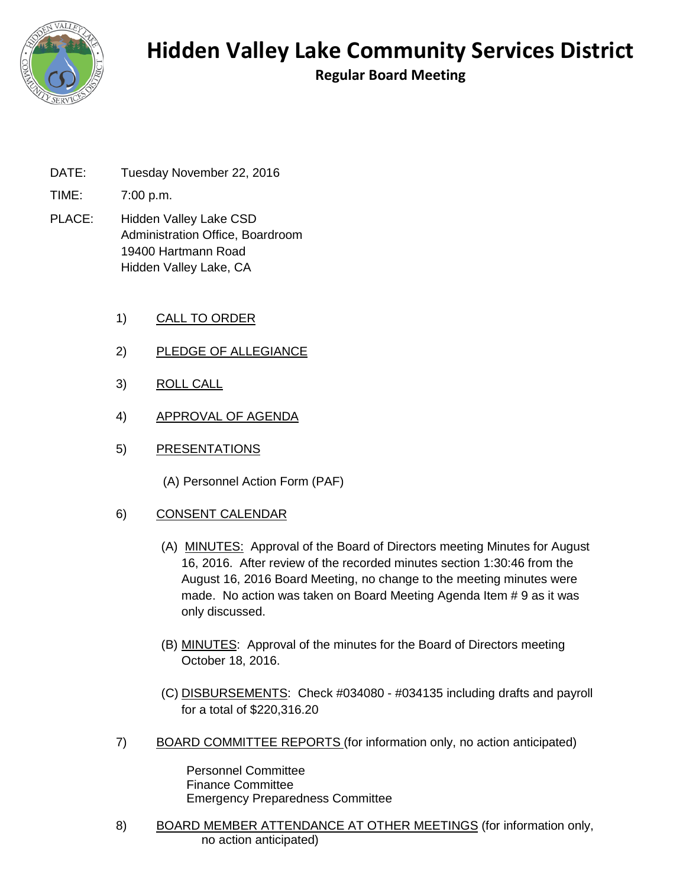# Hidden Valley Lake Community Services District

**Regular Board Meeting**

DATE: Tuesday November 22, 2016

TIME: 7:00 p.m.

PLACE: Hidden Valley Lake CSD
Administration Office, Boardroom
19400 Hartmann Road
Hidden Valley Lake, CA

1) CALL TO ORDER

2) PLEDGE OF ALLEGIANCE

3) ROLL CALL

4) APPROVAL OF AGENDA

5) PRESENTATIONS

(A) Personnel Action Form (PAF)

6) CONSENT CALENDAR

(A) MINUTES: Approval of the Board of Directors meeting Minutes for August 16, 2016. After review of the recorded minutes section 1:30:46 from the August 16, 2016 Board Meeting, no change to the meeting minutes were made. No action was taken on Board Meeting Agenda Item # 9 as it was only discussed.

(B) MINUTES: Approval of the minutes for the Board of Directors meeting October 18, 2016.

(C) DISBURSEMENTS: Check #034080 - #034135 including drafts and payroll for a total of $220,316.20

7) BOARD COMMITTEE REPORTS (for information only, no action anticipated)

Personnel Committee
Finance Committee
Emergency Preparedness Committee

8) BOARD MEMBER ATTENDANCE AT OTHER MEETINGS (for information only, no action anticipated)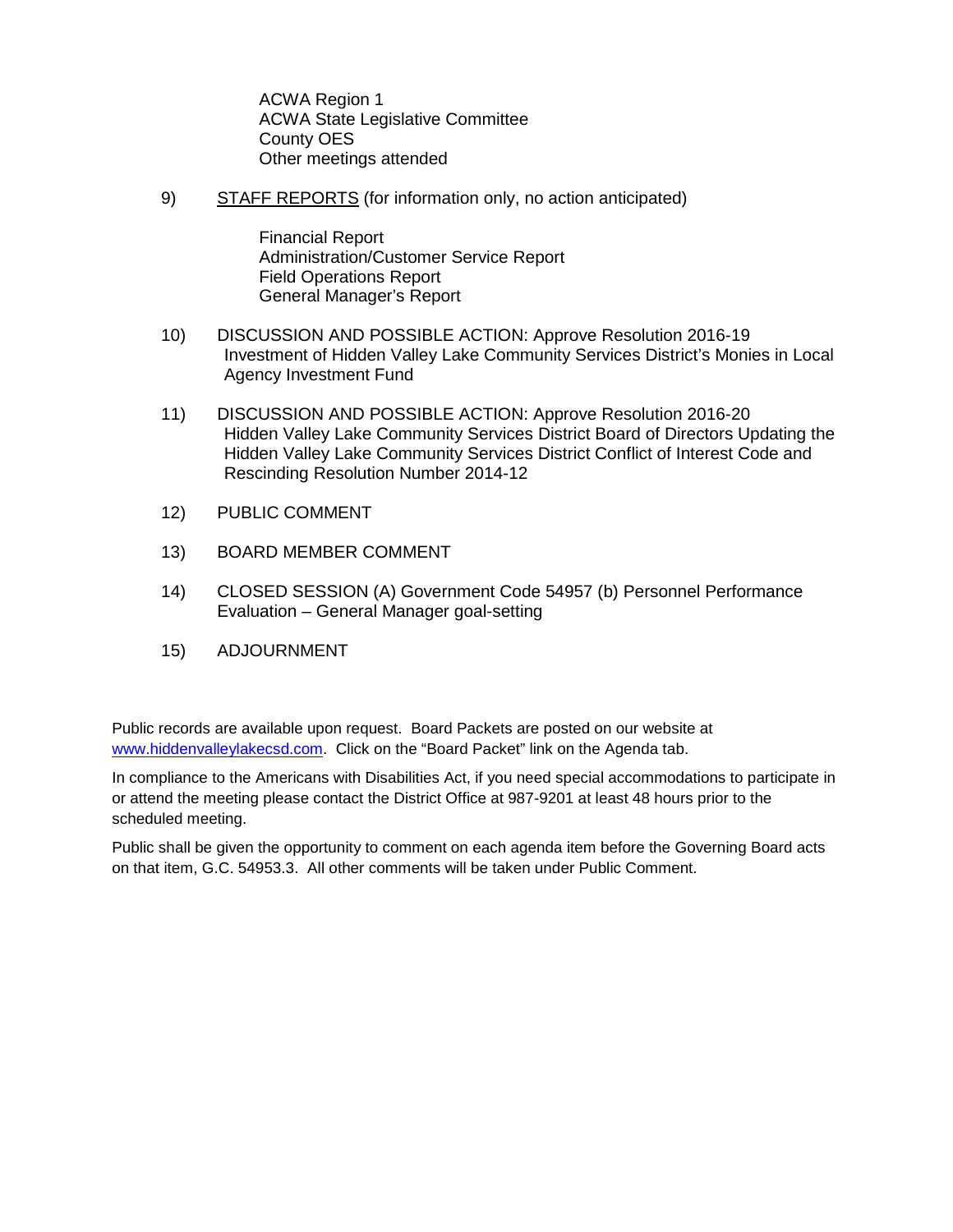ACWA Region 1
ACWA State Legislative Committee
County OES
Other meetings attended

9) STAFF REPORTS (for information only, no action anticipated)

Financial Report
Administration/Customer Service Report
Field Operations Report
General Manager's Report

10) DISCUSSION AND POSSIBLE ACTION: Approve Resolution 2016-19 Investment of Hidden Valley Lake Community Services District's Monies in Local Agency Investment Fund

11) DISCUSSION AND POSSIBLE ACTION: Approve Resolution 2016-20 Hidden Valley Lake Community Services District Board of Directors Updating the Hidden Valley Lake Community Services District Conflict of Interest Code and Rescinding Resolution Number 2014-12

12) PUBLIC COMMENT

13) BOARD MEMBER COMMENT

14) CLOSED SESSION (A) Government Code 54957 (b) Personnel Performance Evaluation – General Manager goal-setting

15) ADJOURNMENT

Public records are available upon request. Board Packets are posted on our website at www.hiddenvalleylakecsd.com. Click on the "Board Packet" link on the Agenda tab.

In compliance to the Americans with Disabilities Act, if you need special accommodations to participate in or attend the meeting please contact the District Office at 987-9201 at least 48 hours prior to the scheduled meeting.

Public shall be given the opportunity to comment on each agenda item before the Governing Board acts on that item, G.C. 54953.3. All other comments will be taken under Public Comment.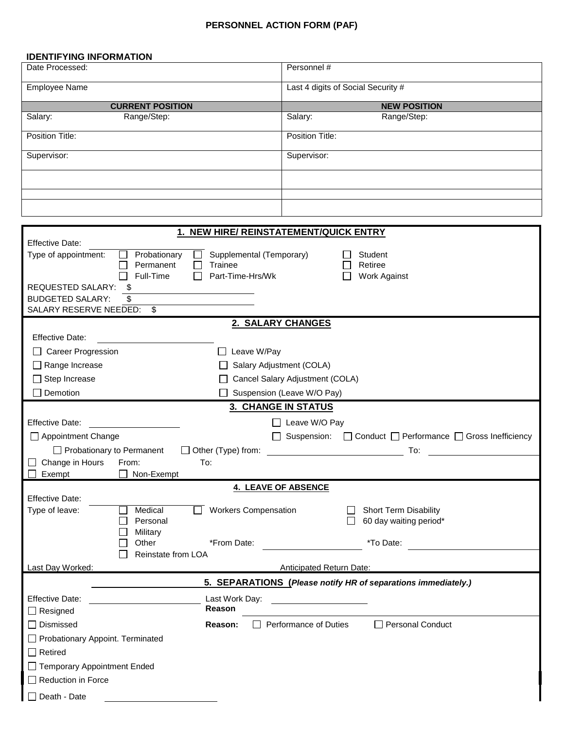# PERSONNEL ACTION FORM (PAF)

## IDENTIFYING INFORMATION

| | |
|---|---|
| Date Processed: | Personnel # |
| Employee Name | Last 4 digits of Social Security # |
| **CURRENT POSITION** | **NEW POSITION** |
| Salary: Range/Step: | Salary: Range/Step: |
| Position Title: | Position Title: |
| Supervisor: | Supervisor: |
| | |
| | |
| | |

## 1. NEW HIRE/ REINSTATEMENT/QUICK ENTRY

Effective Date: ____________

Type of appointment:
- ☐ Probationary
- ☐ Permanent
- ☐ Full-Time
- ☐ Supplemental (Temporary)
- ☐ Trainee
- ☐ Part-Time-Hrs/Wk
- ☐ Student
- ☐ Retiree
- ☐ Work Against

REQUESTED SALARY: $ ____________

BUDGETED SALARY: $ ____________

SALARY RESERVE NEEDED: $

## 2. SALARY CHANGES

Effective Date: ____________

- ☐ Career Progression
- ☐ Range Increase
- ☐ Step Increase
- ☐ Demotion
- ☐ Leave W/Pay
- ☐ Salary Adjustment (COLA)
- ☐ Cancel Salary Adjustment (COLA)
- ☐ Suspension (Leave W/O Pay)

## 3. CHANGE IN STATUS

Effective Date: ____________

☐ Leave W/O Pay

☐ Appointment Change

☐ Suspension: ☐ Conduct ☐ Performance ☐ Gross Inefficiency

☐ Probationary to Permanent ☐ Other (Type) from: ____________ To: ____________

☐ Change in Hours From: To:

☐ Exempt ☐ Non-Exempt

## 4. LEAVE OF ABSENCE

Effective Date: ____________

Type of leave:
- ☐ Medical
- ☐ Personal
- ☐ Military
- ☐ Other
- ☐ Reinstate from LOA
- ☐ Workers Compensation
- ☐ Short Term Disability
- ☐ 60 day waiting period*

*From Date: ____________ *To Date: ____________

Last Day Worked: Anticipated Return Date:

## 5. SEPARATIONS (*Please notify HR of separations immediately.)*

Effective Date: ____________ Last Work Day: ____________

☐ Resigned **Reason** ____________

☐ Dismissed **Reason:** ☐ Performance of Duties ☐ Personal Conduct

☐ Probationary Appoint. Terminated

☐ Retired

☐ Temporary Appointment Ended

☐ Reduction in Force

☐ Death - Date ____________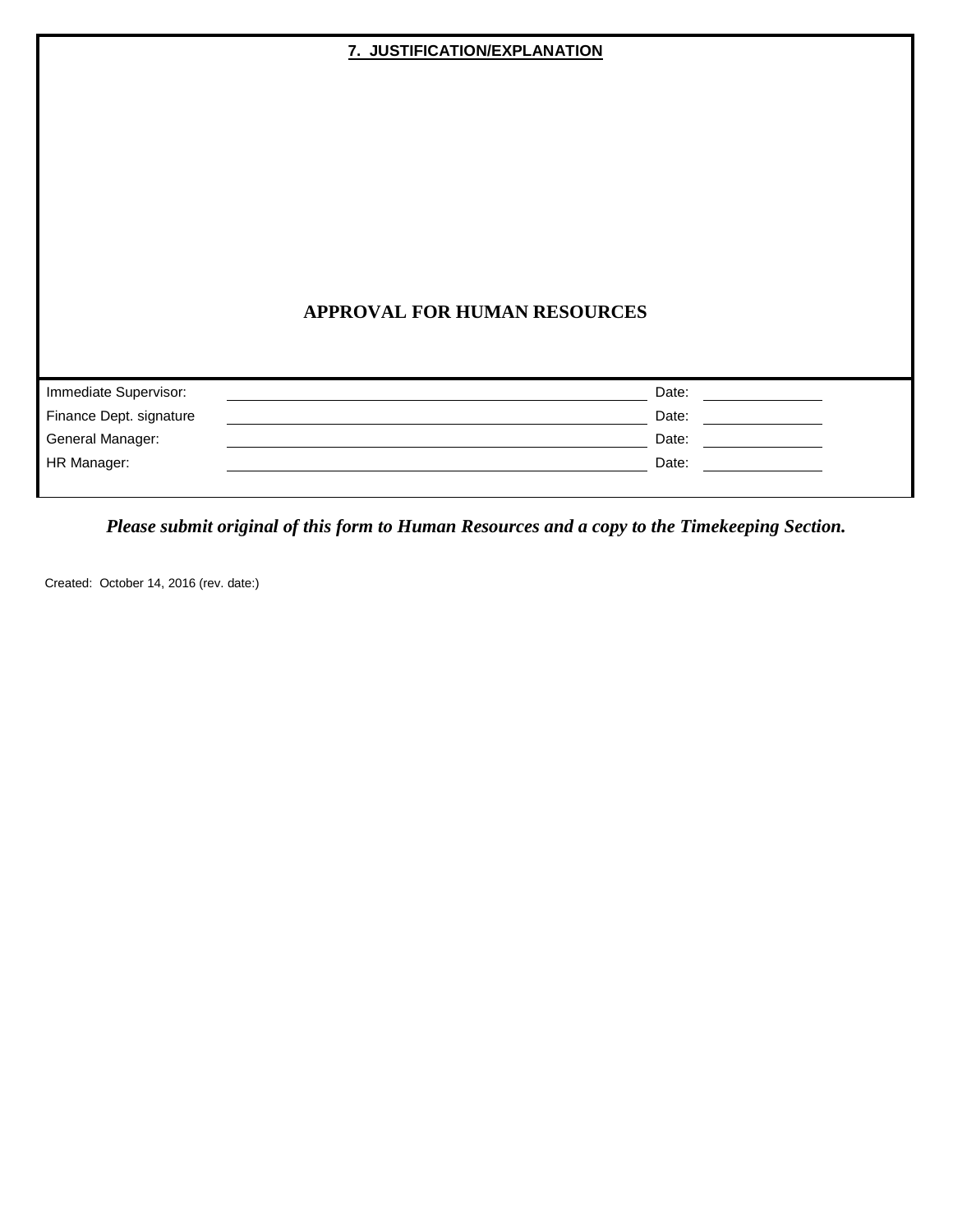**7. JUSTIFICATION/EXPLANATION**

## APPROVAL FOR HUMAN RESOURCES

| | | | |
|---|---|---|---|
| Immediate Supervisor: | | Date: | |
| Finance Dept. signature | | Date: | |
| General Manager: | | Date: | |
| HR Manager: | | Date: | |

***Please submit original of this form to Human Resources and a copy to the Timekeeping Section.***

Created: October 14, 2016 (rev. date:)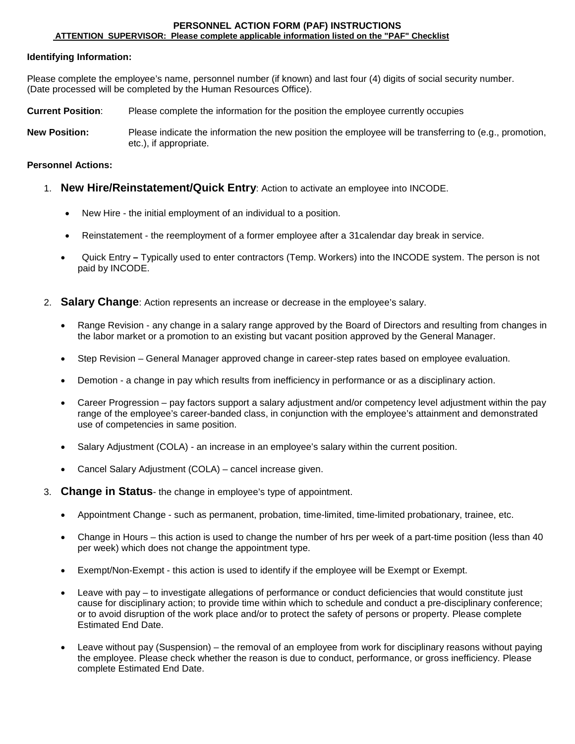# PERSONNEL ACTION FORM (PAF) INSTRUCTIONS

**ATTENTION SUPERVISOR: Please complete applicable information listed on the "PAF" Checklist**

**Identifying Information:**

Please complete the employee's name, personnel number (if known) and last four (4) digits of social security number.
(Date processed will be completed by the Human Resources Office).

**Current Position**: Please complete the information for the position the employee currently occupies

**New Position:** Please indicate the information the new position the employee will be transferring to (e.g., promotion, etc.), if appropriate.

**Personnel Actions:**

1. **New Hire/Reinstatement/Quick Entry**: Action to activate an employee into INCODE.
   - New Hire - the initial employment of an individual to a position.
   - Reinstatement - the reemployment of a former employee after a 31calendar day break in service.
   - Quick Entry **–** Typically used to enter contractors (Temp. Workers) into the INCODE system. The person is not paid by INCODE.

2. **Salary Change**: Action represents an increase or decrease in the employee's salary.
   - Range Revision - any change in a salary range approved by the Board of Directors and resulting from changes in the labor market or a promotion to an existing but vacant position approved by the General Manager.
   - Step Revision – General Manager approved change in career-step rates based on employee evaluation.
   - Demotion - a change in pay which results from inefficiency in performance or as a disciplinary action.
   - Career Progression – pay factors support a salary adjustment and/or competency level adjustment within the pay range of the employee's career-banded class, in conjunction with the employee's attainment and demonstrated use of competencies in same position.
   - Salary Adjustment (COLA) - an increase in an employee's salary within the current position.
   - Cancel Salary Adjustment (COLA) – cancel increase given.

3. **Change in Status**- the change in employee's type of appointment.
   - Appointment Change - such as permanent, probation, time-limited, time-limited probationary, trainee, etc.
   - Change in Hours – this action is used to change the number of hrs per week of a part-time position (less than 40 per week) which does not change the appointment type.
   - Exempt/Non-Exempt - this action is used to identify if the employee will be Exempt or Exempt.
   - Leave with pay – to investigate allegations of performance or conduct deficiencies that would constitute just cause for disciplinary action; to provide time within which to schedule and conduct a pre-disciplinary conference; or to avoid disruption of the work place and/or to protect the safety of persons or property. Please complete Estimated End Date.
   - Leave without pay (Suspension) – the removal of an employee from work for disciplinary reasons without paying the employee. Please check whether the reason is due to conduct, performance, or gross inefficiency. Please complete Estimated End Date.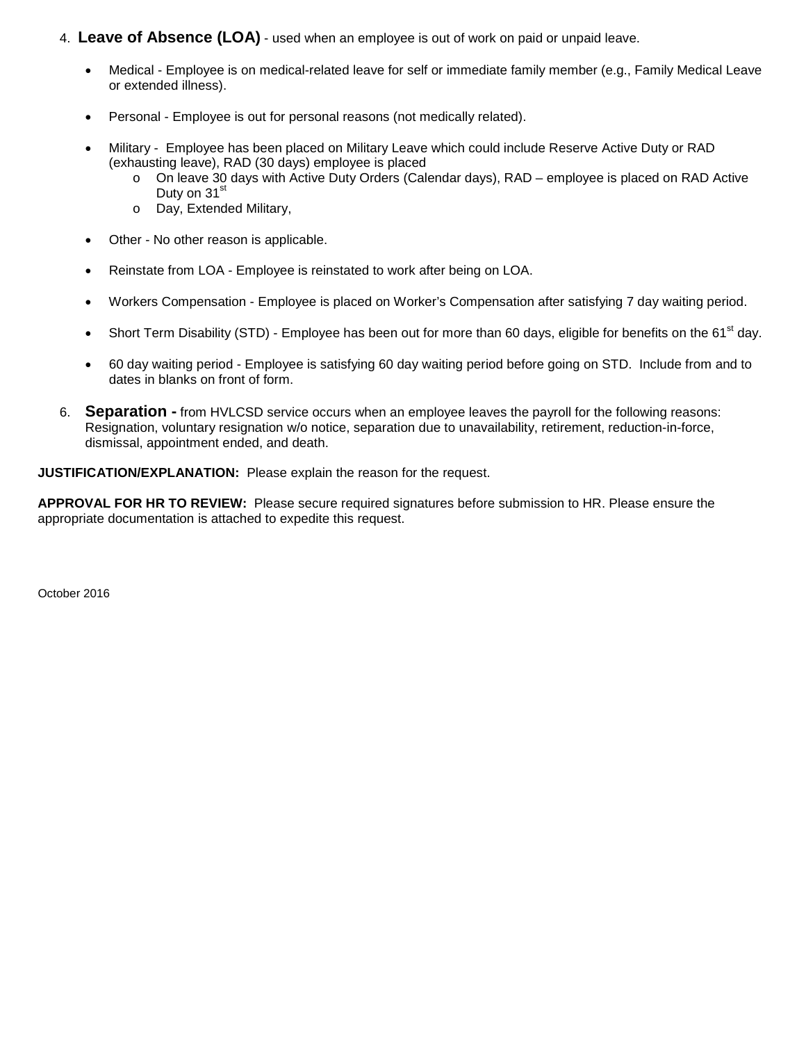4. **Leave of Absence (LOA)** - used when an employee is out of work on paid or unpaid leave.

   - Medical - Employee is on medical-related leave for self or immediate family member (e.g., Family Medical Leave or extended illness).

   - Personal - Employee is out for personal reasons (not medically related).

   - Military - Employee has been placed on Military Leave which could include Reserve Active Duty or RAD (exhausting leave), RAD (30 days) employee is placed
     - On leave 30 days with Active Duty Orders (Calendar days), RAD – employee is placed on RAD Active Duty on 31st
     - Day, Extended Military,

   - Other - No other reason is applicable.

   - Reinstate from LOA - Employee is reinstated to work after being on LOA.

   - Workers Compensation - Employee is placed on Worker's Compensation after satisfying 7 day waiting period.

   - Short Term Disability (STD) - Employee has been out for more than 60 days, eligible for benefits on the 61st day.

   - 60 day waiting period - Employee is satisfying 60 day waiting period before going on STD. Include from and to dates in blanks on front of form.

6. **Separation -** from HVLCSD service occurs when an employee leaves the payroll for the following reasons: Resignation, voluntary resignation w/o notice, separation due to unavailability, retirement, reduction-in-force, dismissal, appointment ended, and death.

**JUSTIFICATION/EXPLANATION:** Please explain the reason for the request.

**APPROVAL FOR HR TO REVIEW:** Please secure required signatures before submission to HR. Please ensure the appropriate documentation is attached to expedite this request.

October 2016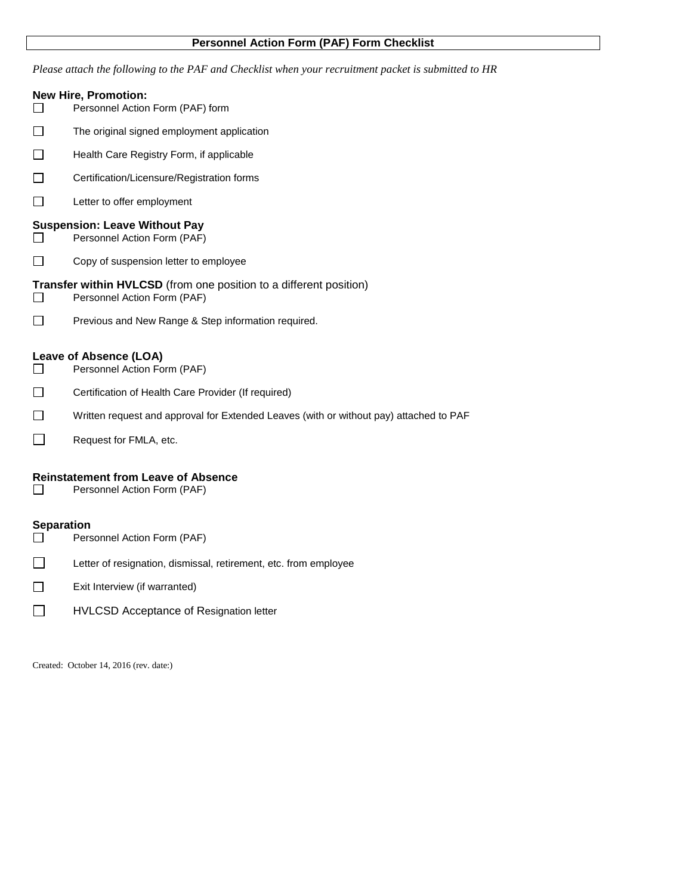# Personnel Action Form (PAF) Form Checklist

*Please attach the following to the PAF and Checklist when your recruitment packet is submitted to HR*

**New Hire, Promotion:**

- ☐ Personnel Action Form (PAF) form
- ☐ The original signed employment application
- ☐ Health Care Registry Form, if applicable
- ☐ Certification/Licensure/Registration forms
- ☐ Letter to offer employment

**Suspension: Leave Without Pay**

- ☐ Personnel Action Form (PAF)
- ☐ Copy of suspension letter to employee

**Transfer within HVLCSD** (from one position to a different position)

- ☐ Personnel Action Form (PAF)
- ☐ Previous and New Range & Step information required.

**Leave of Absence (LOA)**

- ☐ Personnel Action Form (PAF)
- ☐ Certification of Health Care Provider (If required)
- ☐ Written request and approval for Extended Leaves (with or without pay) attached to PAF
- ☐ Request for FMLA, etc.

**Reinstatement from Leave of Absence**

- ☐ Personnel Action Form (PAF)

**Separation**

- ☐ Personnel Action Form (PAF)
- ☐ Letter of resignation, dismissal, retirement, etc. from employee
- ☐ Exit Interview (if warranted)
- ☐ HVLCSD Acceptance of Resignation letter

Created: October 14, 2016 (rev. date:)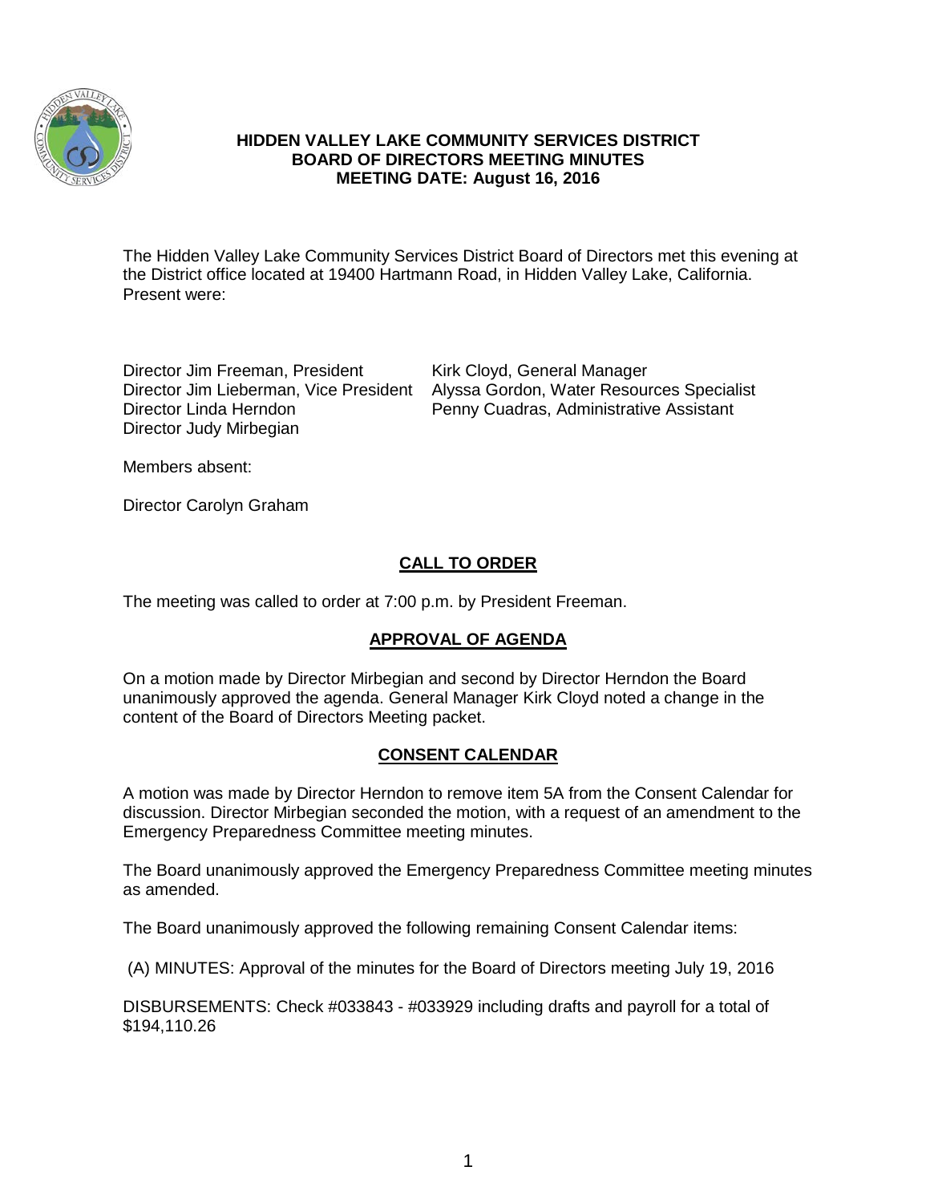**HIDDEN VALLEY LAKE COMMUNITY SERVICES DISTRICT**
**BOARD OF DIRECTORS MEETING MINUTES**
**MEETING DATE: August 16, 2016**

The Hidden Valley Lake Community Services District Board of Directors met this evening at the District office located at 19400 Hartmann Road, in Hidden Valley Lake, California. Present were:

Director Jim Freeman, President
Director Jim Lieberman, Vice President
Director Linda Herndon
Director Judy Mirbegian

Kirk Cloyd, General Manager
Alyssa Gordon, Water Resources Specialist
Penny Cuadras, Administrative Assistant

Members absent:

Director Carolyn Graham

## CALL TO ORDER

The meeting was called to order at 7:00 p.m. by President Freeman.

## APPROVAL OF AGENDA

On a motion made by Director Mirbegian and second by Director Herndon the Board unanimously approved the agenda. General Manager Kirk Cloyd noted a change in the content of the Board of Directors Meeting packet.

## CONSENT CALENDAR

A motion was made by Director Herndon to remove item 5A from the Consent Calendar for discussion. Director Mirbegian seconded the motion, with a request of an amendment to the Emergency Preparedness Committee meeting minutes.

The Board unanimously approved the Emergency Preparedness Committee meeting minutes as amended.

The Board unanimously approved the following remaining Consent Calendar items:

(A) MINUTES: Approval of the minutes for the Board of Directors meeting July 19, 2016

DISBURSEMENTS: Check #033843 - #033929 including drafts and payroll for a total of $194,110.26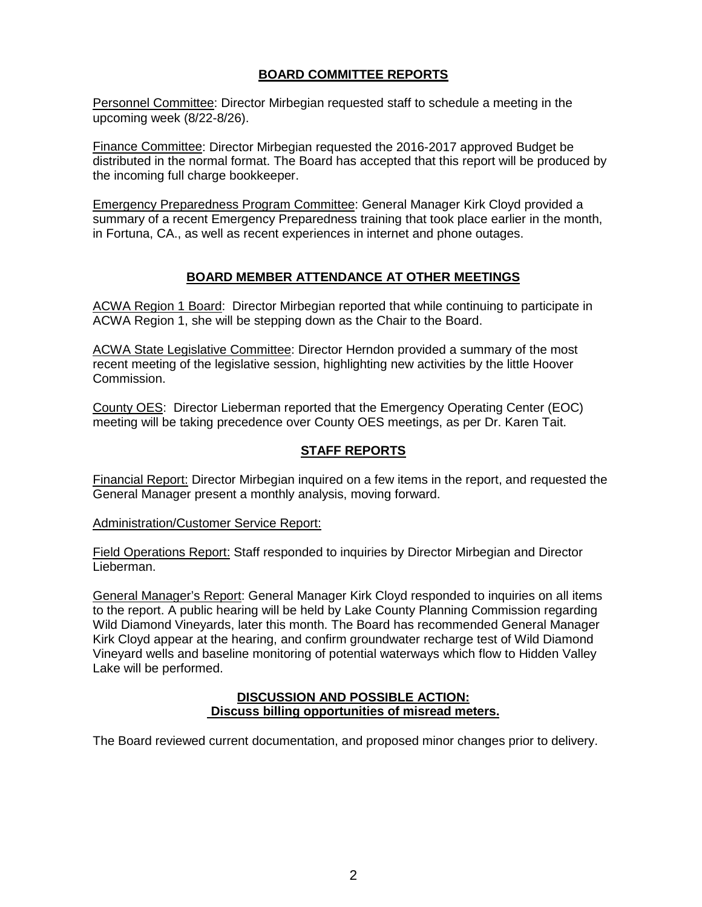## BOARD COMMITTEE REPORTS

Personnel Committee: Director Mirbegian requested staff to schedule a meeting in the upcoming week (8/22-8/26).

Finance Committee: Director Mirbegian requested the 2016-2017 approved Budget be distributed in the normal format. The Board has accepted that this report will be produced by the incoming full charge bookkeeper.

Emergency Preparedness Program Committee: General Manager Kirk Cloyd provided a summary of a recent Emergency Preparedness training that took place earlier in the month, in Fortuna, CA., as well as recent experiences in internet and phone outages.

## BOARD MEMBER ATTENDANCE AT OTHER MEETINGS

ACWA Region 1 Board: Director Mirbegian reported that while continuing to participate in ACWA Region 1, she will be stepping down as the Chair to the Board.

ACWA State Legislative Committee: Director Herndon provided a summary of the most recent meeting of the legislative session, highlighting new activities by the little Hoover Commission.

County OES: Director Lieberman reported that the Emergency Operating Center (EOC) meeting will be taking precedence over County OES meetings, as per Dr. Karen Tait.

## STAFF REPORTS

Financial Report: Director Mirbegian inquired on a few items in the report, and requested the General Manager present a monthly analysis, moving forward.

Administration/Customer Service Report:

Field Operations Report: Staff responded to inquiries by Director Mirbegian and Director Lieberman.

General Manager's Report: General Manager Kirk Cloyd responded to inquiries on all items to the report. A public hearing will be held by Lake County Planning Commission regarding Wild Diamond Vineyards, later this month. The Board has recommended General Manager Kirk Cloyd appear at the hearing, and confirm groundwater recharge test of Wild Diamond Vineyard wells and baseline monitoring of potential waterways which flow to Hidden Valley Lake will be performed.

### DISCUSSION AND POSSIBLE ACTION: Discuss billing opportunities of misread meters.

The Board reviewed current documentation, and proposed minor changes prior to delivery.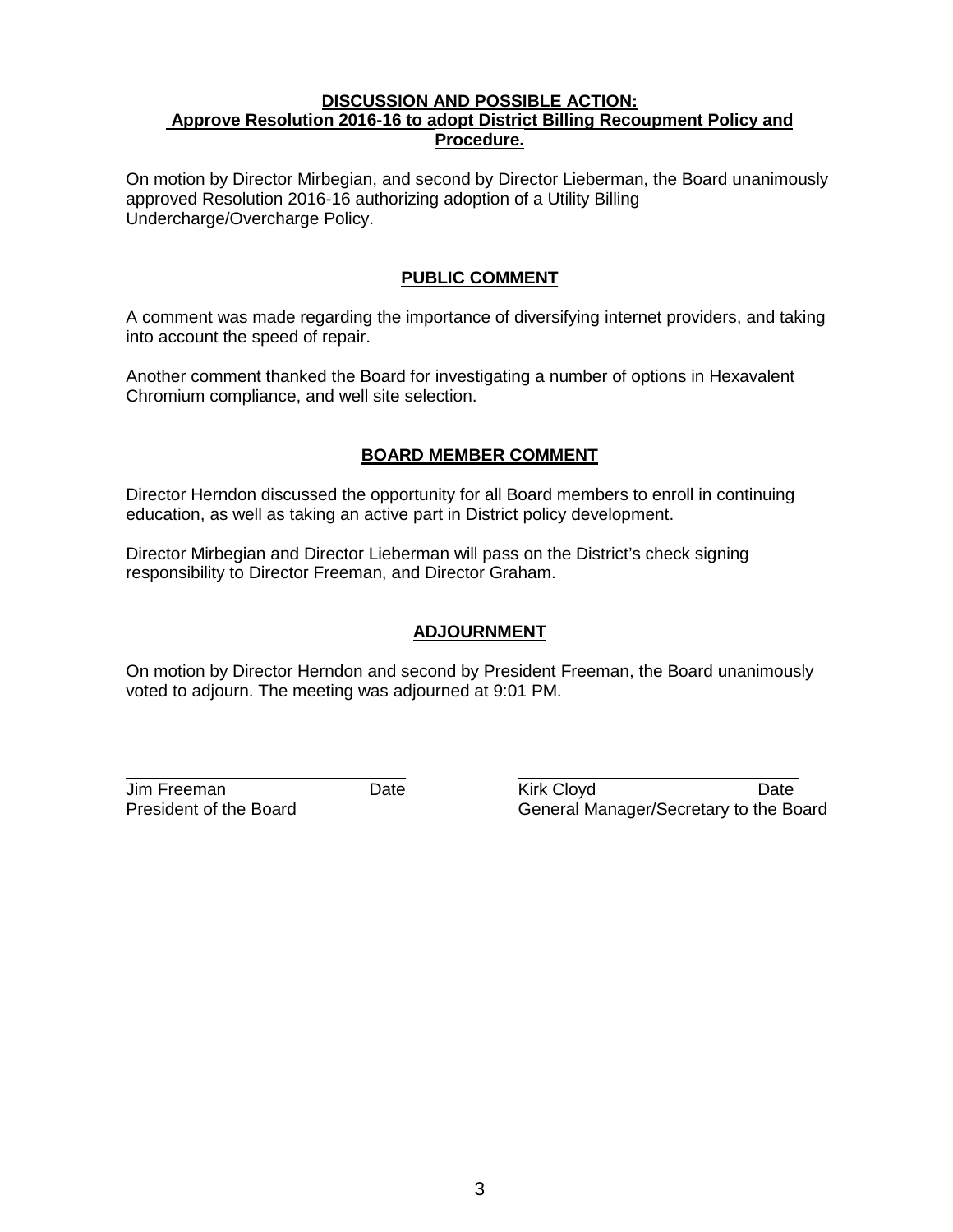**DISCUSSION AND POSSIBLE ACTION:**
**Approve Resolution 2016-16 to adopt District Billing Recoupment Policy and Procedure.**

On motion by Director Mirbegian, and second by Director Lieberman, the Board unanimously approved Resolution 2016-16 authorizing adoption of a Utility Billing Undercharge/Overcharge Policy.

## PUBLIC COMMENT

A comment was made regarding the importance of diversifying internet providers, and taking into account the speed of repair.

Another comment thanked the Board for investigating a number of options in Hexavalent Chromium compliance, and well site selection.

## BOARD MEMBER COMMENT

Director Herndon discussed the opportunity for all Board members to enroll in continuing education, as well as taking an active part in District policy development.

Director Mirbegian and Director Lieberman will pass on the District's check signing responsibility to Director Freeman, and Director Graham.

## ADJOURNMENT

On motion by Director Herndon and second by President Freeman, the Board unanimously voted to adjourn. The meeting was adjourned at 9:01 PM.

\_\_\_\_\_\_\_\_\_\_\_\_\_\_\_\_\_\_\_\_\_\_\_\_\_\_\_\_\_\_
Jim Freeman Date
President of the Board

\_\_\_\_\_\_\_\_\_\_\_\_\_\_\_\_\_\_\_\_\_\_\_\_\_\_\_\_\_\_
Kirk Cloyd Date
General Manager/Secretary to the Board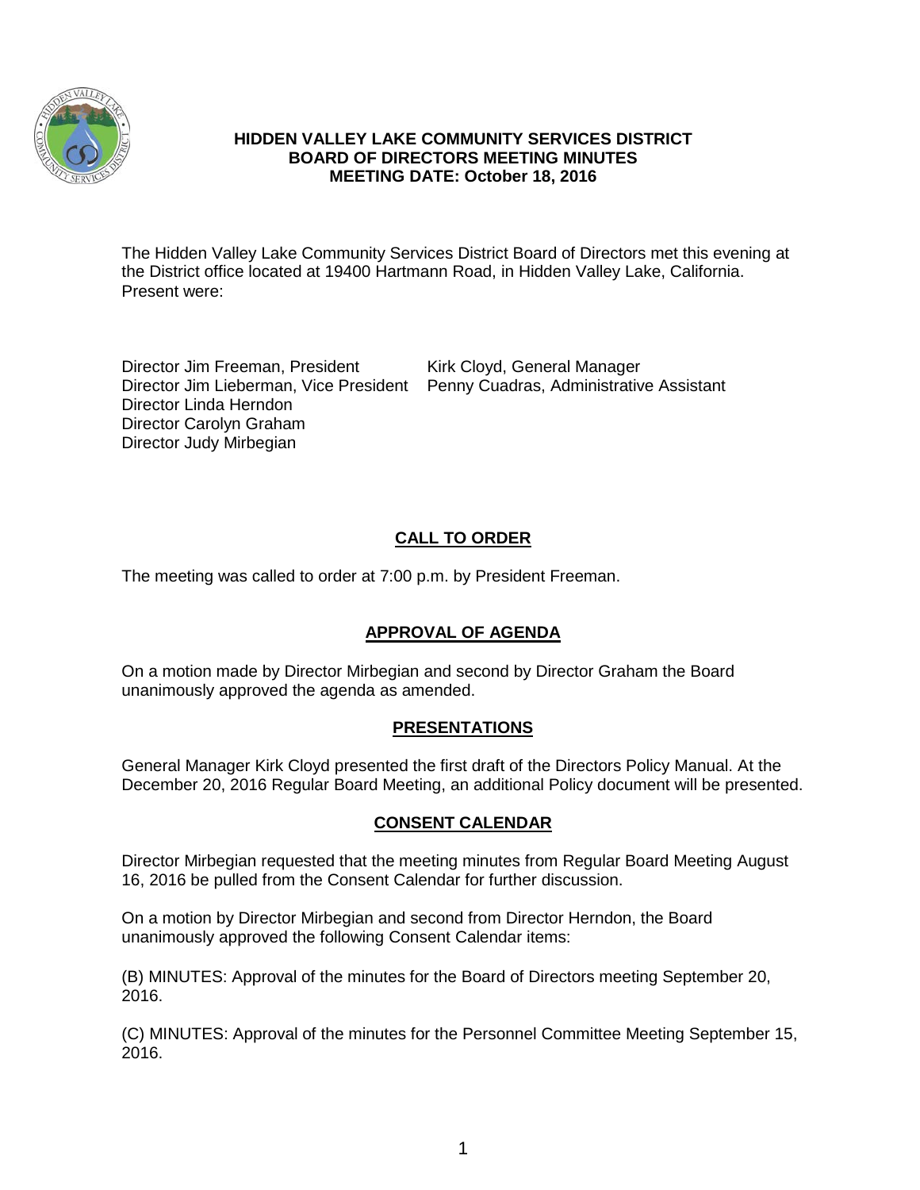**HIDDEN VALLEY LAKE COMMUNITY SERVICES DISTRICT**
**BOARD OF DIRECTORS MEETING MINUTES**
**MEETING DATE: October 18, 2016**

The Hidden Valley Lake Community Services District Board of Directors met this evening at the District office located at 19400 Hartmann Road, in Hidden Valley Lake, California. Present were:

Director Jim Freeman, President
Director Jim Lieberman, Vice President
Director Linda Herndon
Director Carolyn Graham
Director Judy Mirbegian

Kirk Cloyd, General Manager
Penny Cuadras, Administrative Assistant

## CALL TO ORDER

The meeting was called to order at 7:00 p.m. by President Freeman.

## APPROVAL OF AGENDA

On a motion made by Director Mirbegian and second by Director Graham the Board unanimously approved the agenda as amended.

## PRESENTATIONS

General Manager Kirk Cloyd presented the first draft of the Directors Policy Manual. At the December 20, 2016 Regular Board Meeting, an additional Policy document will be presented.

## CONSENT CALENDAR

Director Mirbegian requested that the meeting minutes from Regular Board Meeting August 16, 2016 be pulled from the Consent Calendar for further discussion.

On a motion by Director Mirbegian and second from Director Herndon, the Board unanimously approved the following Consent Calendar items:

(B) MINUTES: Approval of the minutes for the Board of Directors meeting September 20, 2016.

(C) MINUTES: Approval of the minutes for the Personnel Committee Meeting September 15, 2016.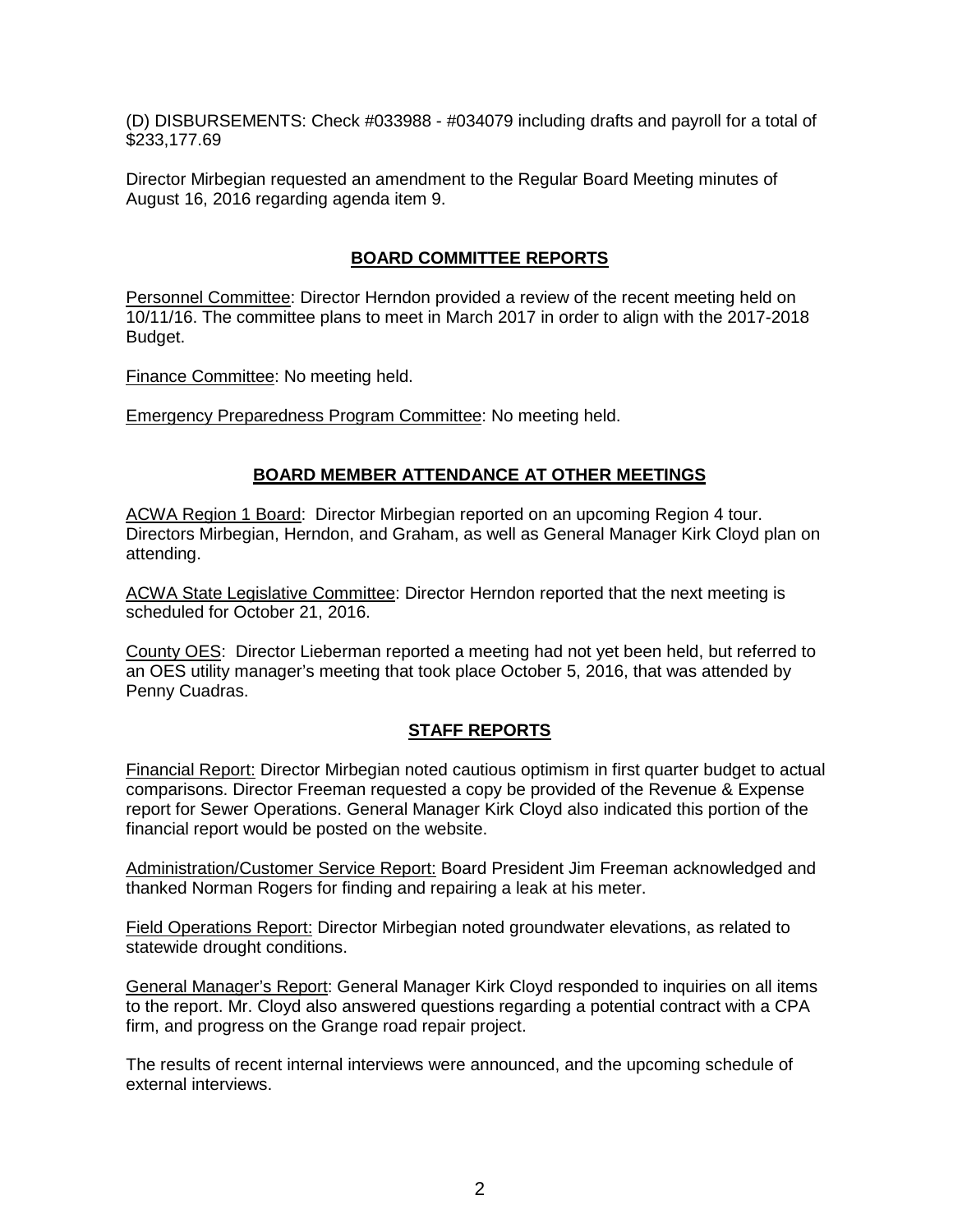(D) DISBURSEMENTS: Check #033988 - #034079 including drafts and payroll for a total of $233,177.69

Director Mirbegian requested an amendment to the Regular Board Meeting minutes of August 16, 2016 regarding agenda item 9.

## BOARD COMMITTEE REPORTS

Personnel Committee: Director Herndon provided a review of the recent meeting held on 10/11/16. The committee plans to meet in March 2017 in order to align with the 2017-2018 Budget.

Finance Committee: No meeting held.

Emergency Preparedness Program Committee: No meeting held.

## BOARD MEMBER ATTENDANCE AT OTHER MEETINGS

ACWA Region 1 Board: Director Mirbegian reported on an upcoming Region 4 tour. Directors Mirbegian, Herndon, and Graham, as well as General Manager Kirk Cloyd plan on attending.

ACWA State Legislative Committee: Director Herndon reported that the next meeting is scheduled for October 21, 2016.

County OES: Director Lieberman reported a meeting had not yet been held, but referred to an OES utility manager's meeting that took place October 5, 2016, that was attended by Penny Cuadras.

## STAFF REPORTS

Financial Report: Director Mirbegian noted cautious optimism in first quarter budget to actual comparisons. Director Freeman requested a copy be provided of the Revenue & Expense report for Sewer Operations. General Manager Kirk Cloyd also indicated this portion of the financial report would be posted on the website.

Administration/Customer Service Report: Board President Jim Freeman acknowledged and thanked Norman Rogers for finding and repairing a leak at his meter.

Field Operations Report: Director Mirbegian noted groundwater elevations, as related to statewide drought conditions.

General Manager's Report: General Manager Kirk Cloyd responded to inquiries on all items to the report. Mr. Cloyd also answered questions regarding a potential contract with a CPA firm, and progress on the Grange road repair project.

The results of recent internal interviews were announced, and the upcoming schedule of external interviews.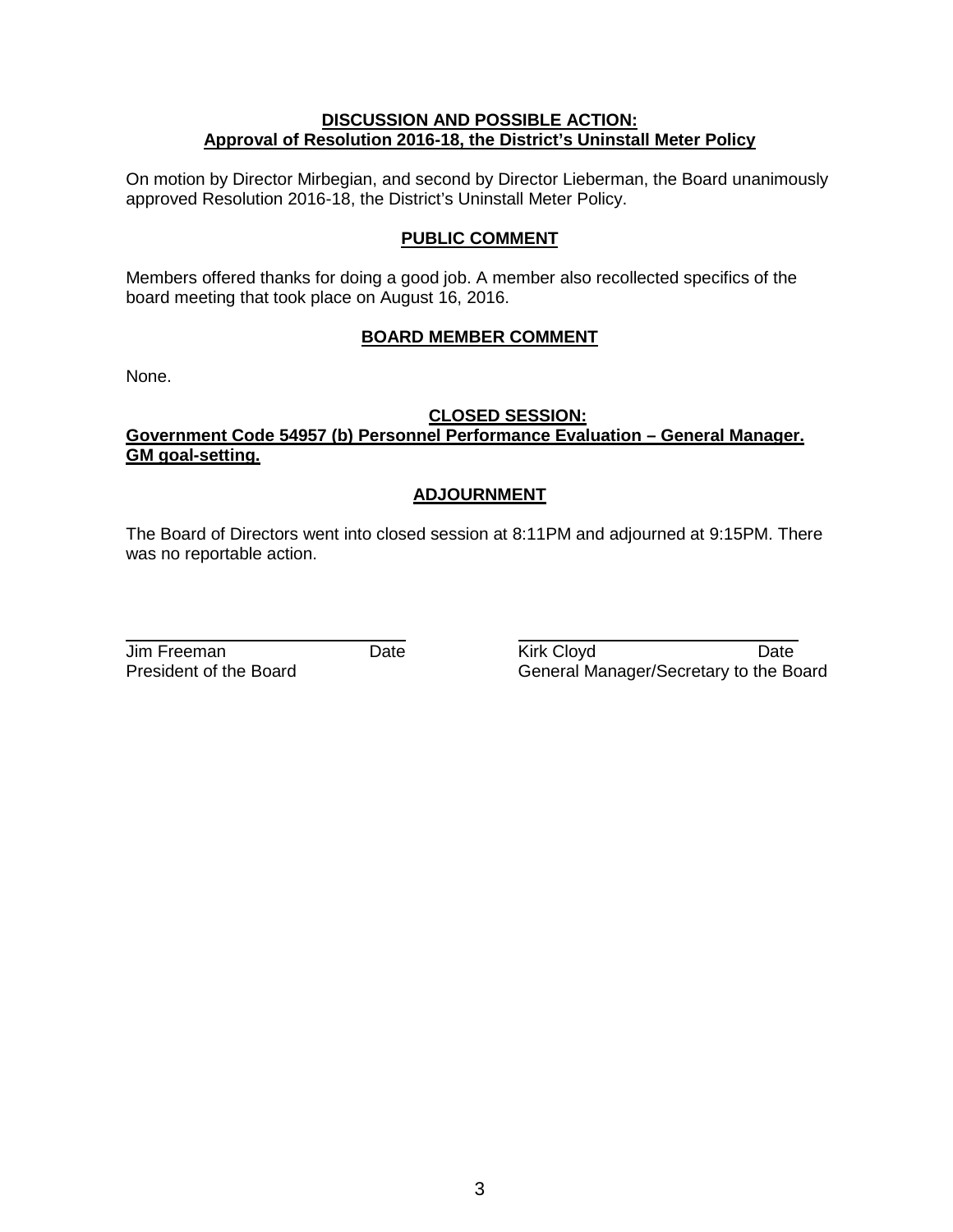**DISCUSSION AND POSSIBLE ACTION:**
**Approval of Resolution 2016-18, the District's Uninstall Meter Policy**

On motion by Director Mirbegian, and second by Director Lieberman, the Board unanimously approved Resolution 2016-18, the District's Uninstall Meter Policy.

**PUBLIC COMMENT**

Members offered thanks for doing a good job. A member also recollected specifics of the board meeting that took place on August 16, 2016.

**BOARD MEMBER COMMENT**

None.

**CLOSED SESSION:**
**Government Code 54957 (b) Personnel Performance Evaluation – General Manager. GM goal-setting.**

**ADJOURNMENT**

The Board of Directors went into closed session at 8:11PM and adjourned at 9:15PM. There was no reportable action.

| | | | |
|---|---|---|---|
| Jim Freeman | Date | Kirk Cloyd | Date |
| President of the Board | | General Manager/Secretary to the Board | |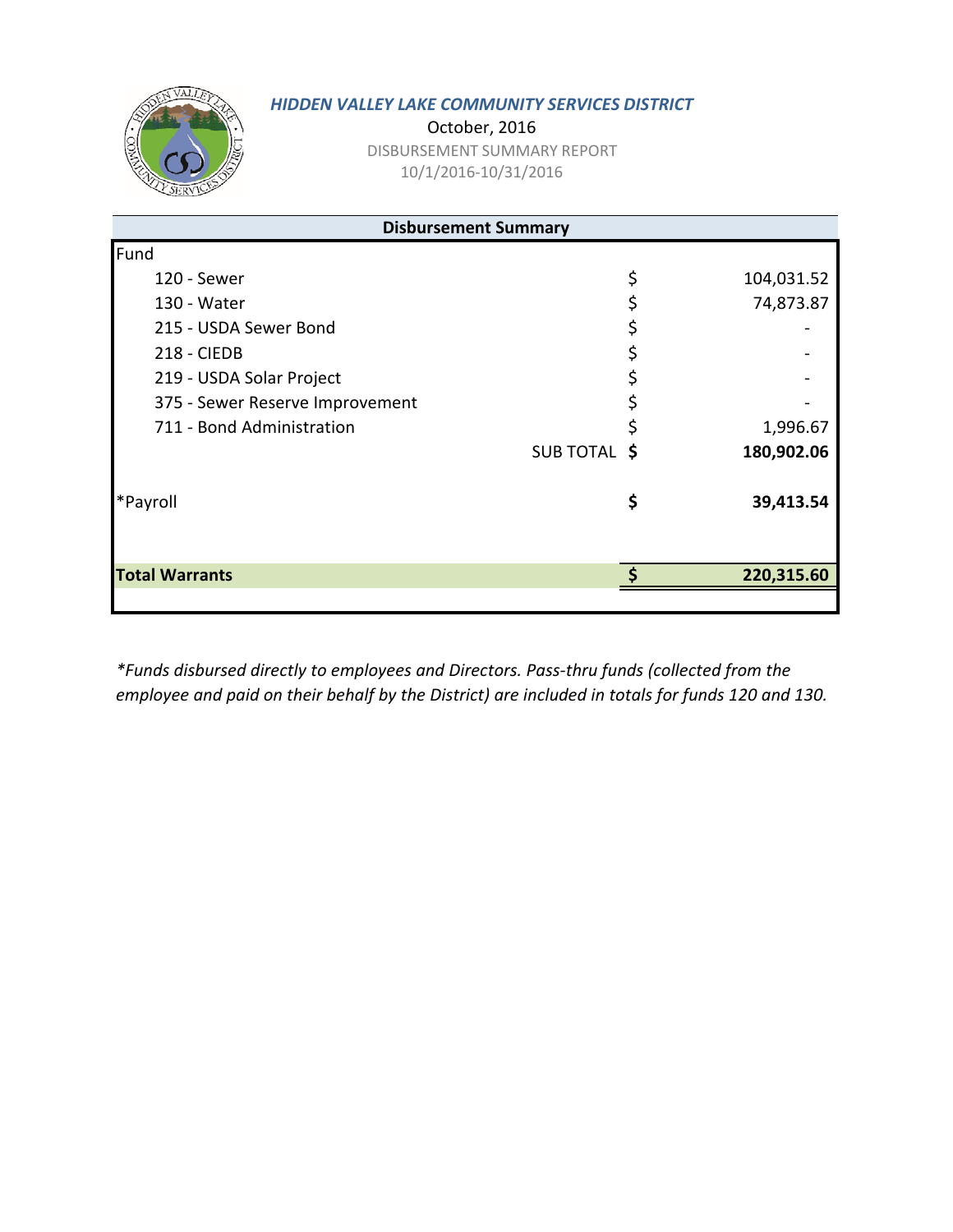*HIDDEN VALLEY LAKE COMMUNITY SERVICES DISTRICT*

October, 2016

DISBURSEMENT SUMMARY REPORT

10/1/2016-10/31/2016

| Disbursement Summary | | |
|---|---|---|
| Fund | | |
| 120 - Sewer | $ | 104,031.52 |
| 130 - Water | $ | 74,873.87 |
| 215 - USDA Sewer Bond | $ | - |
| 218 - CIEDB | $ | - |
| 219 - USDA Solar Project | $ | - |
| 375 - Sewer Reserve Improvement | $ | - |
| 711 - Bond Administration | $ | 1,996.67 |
| SUB TOTAL | **$** | **180,902.06** |
| *Payroll | **$** | **39,413.54** |
| **Total Warrants** | **$** | **220,315.60** |

*\*Funds disbursed directly to employees and Directors. Pass-thru funds (collected from the employee and paid on their behalf by the District) are included in totals for funds 120 and 130.*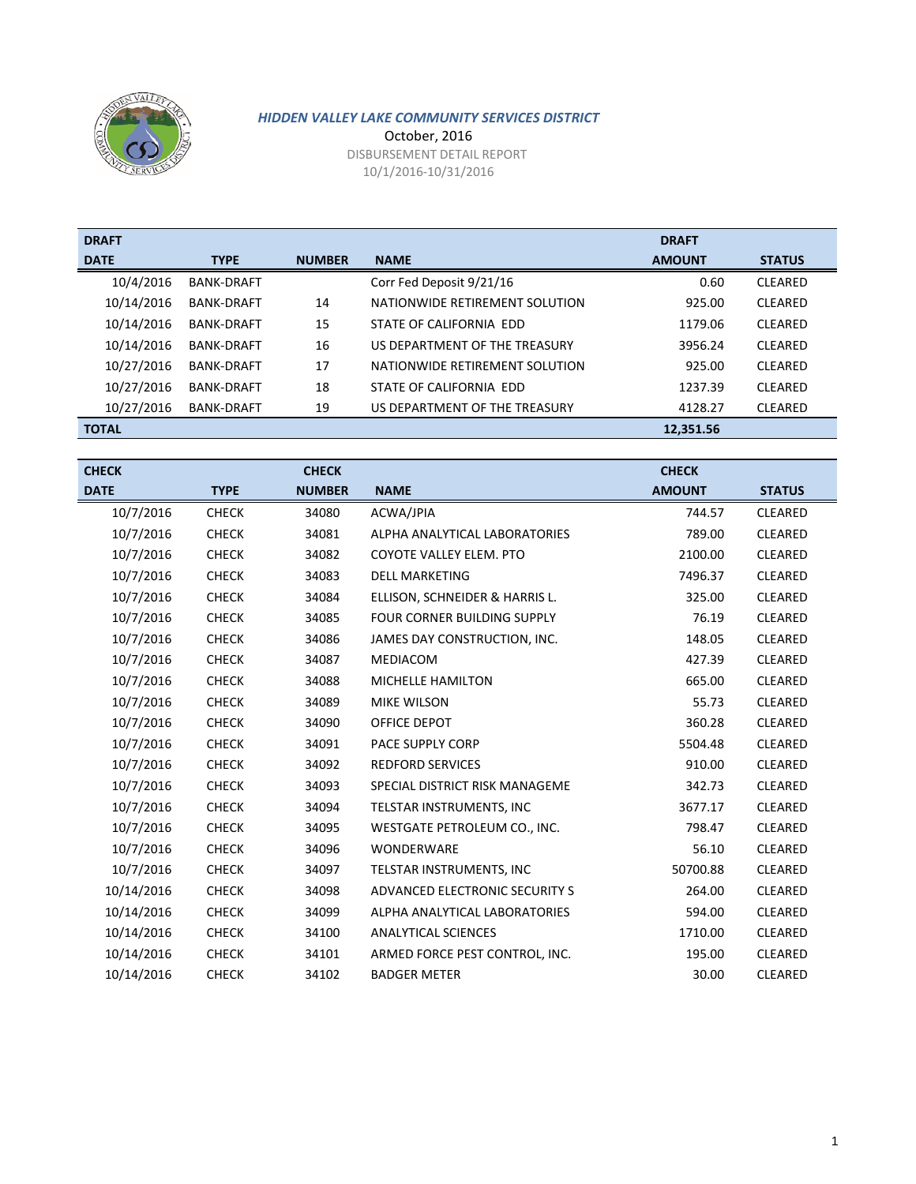### *HIDDEN VALLEY LAKE COMMUNITY SERVICES DISTRICT*

October, 2016

DISBURSEMENT DETAIL REPORT

10/1/2016-10/31/2016

| DRAFT DATE | TYPE | NUMBER | NAME | DRAFT AMOUNT | STATUS |
|---|---|---|---|---|---|
| 10/4/2016 | BANK-DRAFT | | Corr Fed Deposit 9/21/16 | 0.60 | CLEARED |
| 10/14/2016 | BANK-DRAFT | 14 | NATIONWIDE RETIREMENT SOLUTION | 925.00 | CLEARED |
| 10/14/2016 | BANK-DRAFT | 15 | STATE OF CALIFORNIA EDD | 1179.06 | CLEARED |
| 10/14/2016 | BANK-DRAFT | 16 | US DEPARTMENT OF THE TREASURY | 3956.24 | CLEARED |
| 10/27/2016 | BANK-DRAFT | 17 | NATIONWIDE RETIREMENT SOLUTION | 925.00 | CLEARED |
| 10/27/2016 | BANK-DRAFT | 18 | STATE OF CALIFORNIA EDD | 1237.39 | CLEARED |
| 10/27/2016 | BANK-DRAFT | 19 | US DEPARTMENT OF THE TREASURY | 4128.27 | CLEARED |
| **TOTAL** | | | | **12,351.56** | |

| CHECK DATE | TYPE | CHECK NUMBER | NAME | CHECK AMOUNT | STATUS |
|---|---|---|---|---|---|
| 10/7/2016 | CHECK | 34080 | ACWA/JPIA | 744.57 | CLEARED |
| 10/7/2016 | CHECK | 34081 | ALPHA ANALYTICAL LABORATORIES | 789.00 | CLEARED |
| 10/7/2016 | CHECK | 34082 | COYOTE VALLEY ELEM. PTO | 2100.00 | CLEARED |
| 10/7/2016 | CHECK | 34083 | DELL MARKETING | 7496.37 | CLEARED |
| 10/7/2016 | CHECK | 34084 | ELLISON, SCHNEIDER & HARRIS L. | 325.00 | CLEARED |
| 10/7/2016 | CHECK | 34085 | FOUR CORNER BUILDING SUPPLY | 76.19 | CLEARED |
| 10/7/2016 | CHECK | 34086 | JAMES DAY CONSTRUCTION, INC. | 148.05 | CLEARED |
| 10/7/2016 | CHECK | 34087 | MEDIACOM | 427.39 | CLEARED |
| 10/7/2016 | CHECK | 34088 | MICHELLE HAMILTON | 665.00 | CLEARED |
| 10/7/2016 | CHECK | 34089 | MIKE WILSON | 55.73 | CLEARED |
| 10/7/2016 | CHECK | 34090 | OFFICE DEPOT | 360.28 | CLEARED |
| 10/7/2016 | CHECK | 34091 | PACE SUPPLY CORP | 5504.48 | CLEARED |
| 10/7/2016 | CHECK | 34092 | REDFORD SERVICES | 910.00 | CLEARED |
| 10/7/2016 | CHECK | 34093 | SPECIAL DISTRICT RISK MANAGEME | 342.73 | CLEARED |
| 10/7/2016 | CHECK | 34094 | TELSTAR INSTRUMENTS, INC | 3677.17 | CLEARED |
| 10/7/2016 | CHECK | 34095 | WESTGATE PETROLEUM CO., INC. | 798.47 | CLEARED |
| 10/7/2016 | CHECK | 34096 | WONDERWARE | 56.10 | CLEARED |
| 10/7/2016 | CHECK | 34097 | TELSTAR INSTRUMENTS, INC | 50700.88 | CLEARED |
| 10/14/2016 | CHECK | 34098 | ADVANCED ELECTRONIC SECURITY S | 264.00 | CLEARED |
| 10/14/2016 | CHECK | 34099 | ALPHA ANALYTICAL LABORATORIES | 594.00 | CLEARED |
| 10/14/2016 | CHECK | 34100 | ANALYTICAL SCIENCES | 1710.00 | CLEARED |
| 10/14/2016 | CHECK | 34101 | ARMED FORCE PEST CONTROL, INC. | 195.00 | CLEARED |
| 10/14/2016 | CHECK | 34102 | BADGER METER | 30.00 | CLEARED |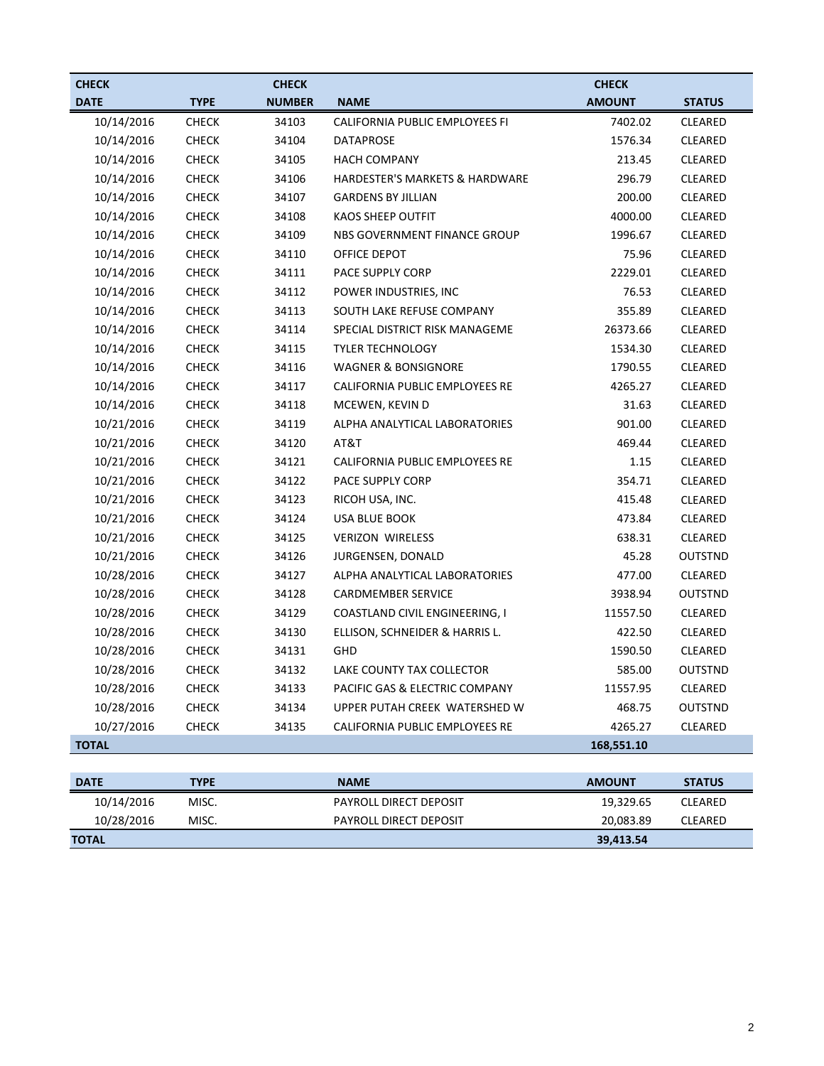| CHECK DATE | TYPE | CHECK NUMBER | NAME | CHECK AMOUNT | STATUS |
|---|---|---|---|---|---|
| 10/14/2016 | CHECK | 34103 | CALIFORNIA PUBLIC EMPLOYEES FI | 7402.02 | CLEARED |
| 10/14/2016 | CHECK | 34104 | DATAPROSE | 1576.34 | CLEARED |
| 10/14/2016 | CHECK | 34105 | HACH COMPANY | 213.45 | CLEARED |
| 10/14/2016 | CHECK | 34106 | HARDESTER'S MARKETS & HARDWARE | 296.79 | CLEARED |
| 10/14/2016 | CHECK | 34107 | GARDENS BY JILLIAN | 200.00 | CLEARED |
| 10/14/2016 | CHECK | 34108 | KAOS SHEEP OUTFIT | 4000.00 | CLEARED |
| 10/14/2016 | CHECK | 34109 | NBS GOVERNMENT FINANCE GROUP | 1996.67 | CLEARED |
| 10/14/2016 | CHECK | 34110 | OFFICE DEPOT | 75.96 | CLEARED |
| 10/14/2016 | CHECK | 34111 | PACE SUPPLY CORP | 2229.01 | CLEARED |
| 10/14/2016 | CHECK | 34112 | POWER INDUSTRIES, INC | 76.53 | CLEARED |
| 10/14/2016 | CHECK | 34113 | SOUTH LAKE REFUSE COMPANY | 355.89 | CLEARED |
| 10/14/2016 | CHECK | 34114 | SPECIAL DISTRICT RISK MANAGEME | 26373.66 | CLEARED |
| 10/14/2016 | CHECK | 34115 | TYLER TECHNOLOGY | 1534.30 | CLEARED |
| 10/14/2016 | CHECK | 34116 | WAGNER & BONSIGNORE | 1790.55 | CLEARED |
| 10/14/2016 | CHECK | 34117 | CALIFORNIA PUBLIC EMPLOYEES RE | 4265.27 | CLEARED |
| 10/14/2016 | CHECK | 34118 | MCEWEN, KEVIN D | 31.63 | CLEARED |
| 10/21/2016 | CHECK | 34119 | ALPHA ANALYTICAL LABORATORIES | 901.00 | CLEARED |
| 10/21/2016 | CHECK | 34120 | AT&T | 469.44 | CLEARED |
| 10/21/2016 | CHECK | 34121 | CALIFORNIA PUBLIC EMPLOYEES RE | 1.15 | CLEARED |
| 10/21/2016 | CHECK | 34122 | PACE SUPPLY CORP | 354.71 | CLEARED |
| 10/21/2016 | CHECK | 34123 | RICOH USA, INC. | 415.48 | CLEARED |
| 10/21/2016 | CHECK | 34124 | USA BLUE BOOK | 473.84 | CLEARED |
| 10/21/2016 | CHECK | 34125 | VERIZON WIRELESS | 638.31 | CLEARED |
| 10/21/2016 | CHECK | 34126 | JURGENSEN, DONALD | 45.28 | OUTSTND |
| 10/28/2016 | CHECK | 34127 | ALPHA ANALYTICAL LABORATORIES | 477.00 | CLEARED |
| 10/28/2016 | CHECK | 34128 | CARDMEMBER SERVICE | 3938.94 | OUTSTND |
| 10/28/2016 | CHECK | 34129 | COASTLAND CIVIL ENGINEERING, I | 11557.50 | CLEARED |
| 10/28/2016 | CHECK | 34130 | ELLISON, SCHNEIDER & HARRIS L. | 422.50 | CLEARED |
| 10/28/2016 | CHECK | 34131 | GHD | 1590.50 | CLEARED |
| 10/28/2016 | CHECK | 34132 | LAKE COUNTY TAX COLLECTOR | 585.00 | OUTSTND |
| 10/28/2016 | CHECK | 34133 | PACIFIC GAS & ELECTRIC COMPANY | 11557.95 | CLEARED |
| 10/28/2016 | CHECK | 34134 | UPPER PUTAH CREEK WATERSHED W | 468.75 | OUTSTND |
| 10/27/2016 | CHECK | 34135 | CALIFORNIA PUBLIC EMPLOYEES RE | 4265.27 | CLEARED |
| **TOTAL** | | | | **168,551.10** | |

| DATE | TYPE | NAME | AMOUNT | STATUS |
|---|---|---|---|---|
| 10/14/2016 | MISC. | PAYROLL DIRECT DEPOSIT | 19,329.65 | CLEARED |
| 10/28/2016 | MISC. | PAYROLL DIRECT DEPOSIT | 20,083.89 | CLEARED |
| **TOTAL** | | | **39,413.54** | |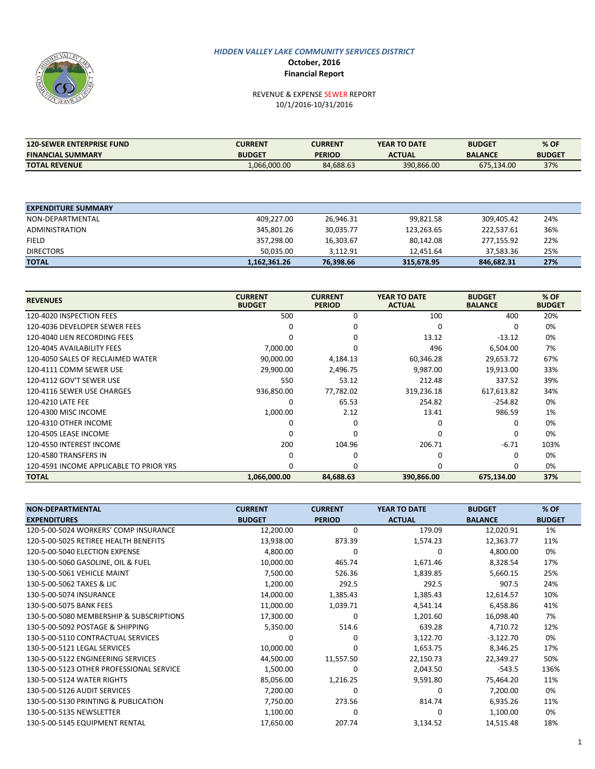*HIDDEN VALLEY LAKE COMMUNITY SERVICES DISTRICT*

**October, 2016**

**Financial Report**

REVENUE & EXPENSE SEWER REPORT

10/1/2016-10/31/2016

| 120-SEWER ENTERPRISE FUND FINANCIAL SUMMARY | CURRENT BUDGET | CURRENT PERIOD | YEAR TO DATE ACTUAL | BUDGET BALANCE | % OF BUDGET |
|---|---|---|---|---|---|
| **TOTAL REVENUE** | 1,066,000.00 | 84,688.63 | 390,866.00 | 675,134.00 | 37% |

| EXPENDITURE SUMMARY | | | | | |
|---|---|---|---|---|---|
| NON-DEPARTMENTAL | 409,227.00 | 26,946.31 | 99,821.58 | 309,405.42 | 24% |
| ADMINISTRATION | 345,801.26 | 30,035.77 | 123,263.65 | 222,537.61 | 36% |
| FIELD | 357,298.00 | 16,303.67 | 80,142.08 | 277,155.92 | 22% |
| DIRECTORS | 50,035.00 | 3,112.91 | 12,451.64 | 37,583.36 | 25% |
| **TOTAL** | **1,162,361.26** | **76,398.66** | **315,678.95** | **846,682.31** | **27%** |

| REVENUES | CURRENT BUDGET | CURRENT PERIOD | YEAR TO DATE ACTUAL | BUDGET BALANCE | % OF BUDGET |
|---|---|---|---|---|---|
| 120-4020 INSPECTION FEES | 500 | 0 | 100 | 400 | 20% |
| 120-4036 DEVELOPER SEWER FEES | 0 | 0 | 0 | 0 | 0% |
| 120-4040 LIEN RECORDING FEES | 0 | 0 | 13.12 | -13.12 | 0% |
| 120-4045 AVAILABILITY FEES | 7,000.00 | 0 | 496 | 6,504.00 | 7% |
| 120-4050 SALES OF RECLAIMED WATER | 90,000.00 | 4,184.13 | 60,346.28 | 29,653.72 | 67% |
| 120-4111 COMM SEWER USE | 29,900.00 | 2,496.75 | 9,987.00 | 19,913.00 | 33% |
| 120-4112 GOV'T SEWER USE | 550 | 53.12 | 212.48 | 337.52 | 39% |
| 120-4116 SEWER USE CHARGES | 936,850.00 | 77,782.02 | 319,236.18 | 617,613.82 | 34% |
| 120-4210 LATE FEE | 0 | 65.53 | 254.82 | -254.82 | 0% |
| 120-4300 MISC INCOME | 1,000.00 | 2.12 | 13.41 | 986.59 | 1% |
| 120-4310 OTHER INCOME | 0 | 0 | 0 | 0 | 0% |
| 120-4505 LEASE INCOME | 0 | 0 | 0 | 0 | 0% |
| 120-4550 INTEREST INCOME | 200 | 104.96 | 206.71 | -6.71 | 103% |
| 120-4580 TRANSFERS IN | 0 | 0 | 0 | 0 | 0% |
| 120-4591 INCOME APPLICABLE TO PRIOR YRS | 0 | 0 | 0 | 0 | 0% |
| **TOTAL** | **1,066,000.00** | **84,688.63** | **390,866.00** | **675,134.00** | **37%** |

| NON-DEPARTMENTAL EXPENDITURES | CURRENT BUDGET | CURRENT PERIOD | YEAR TO DATE ACTUAL | BUDGET BALANCE | % OF BUDGET |
|---|---|---|---|---|---|
| 120-5-00-5024 WORKERS' COMP INSURANCE | 12,200.00 | 0 | 179.09 | 12,020.91 | 1% |
| 120-5-00-5025 RETIREE HEALTH BENEFITS | 13,938.00 | 873.39 | 1,574.23 | 12,363.77 | 11% |
| 120-5-00-5040 ELECTION EXPENSE | 4,800.00 | 0 | 0 | 4,800.00 | 0% |
| 130-5-00-5060 GASOLINE, OIL & FUEL | 10,000.00 | 465.74 | 1,671.46 | 8,328.54 | 17% |
| 130-5-00-5061 VEHICLE MAINT | 7,500.00 | 526.36 | 1,839.85 | 5,660.15 | 25% |
| 130-5-00-5062 TAXES & LIC | 1,200.00 | 292.5 | 292.5 | 907.5 | 24% |
| 130-5-00-5074 INSURANCE | 14,000.00 | 1,385.43 | 1,385.43 | 12,614.57 | 10% |
| 130-5-00-5075 BANK FEES | 11,000.00 | 1,039.71 | 4,541.14 | 6,458.86 | 41% |
| 130-5-00-5080 MEMBERSHIP & SUBSCRIPTIONS | 17,300.00 | 0 | 1,201.60 | 16,098.40 | 7% |
| 130-5-00-5092 POSTAGE & SHIPPING | 5,350.00 | 514.6 | 639.28 | 4,710.72 | 12% |
| 130-5-00-5110 CONTRACTUAL SERVICES | 0 | 0 | 3,122.70 | -3,122.70 | 0% |
| 130-5-00-5121 LEGAL SERVICES | 10,000.00 | 0 | 1,653.75 | 8,346.25 | 17% |
| 130-5-00-5122 ENGINEERING SERVICES | 44,500.00 | 11,557.50 | 22,150.73 | 22,349.27 | 50% |
| 130-5-00-5123 OTHER PROFESSIONAL SERVICE | 1,500.00 | 0 | 2,043.50 | -543.5 | 136% |
| 130-5-00-5124 WATER RIGHTS | 85,056.00 | 1,216.25 | 9,591.80 | 75,464.20 | 11% |
| 130-5-00-5126 AUDIT SERVICES | 7,200.00 | 0 | 0 | 7,200.00 | 0% |
| 130-5-00-5130 PRINTING & PUBLICATION | 7,750.00 | 273.56 | 814.74 | 6,935.26 | 11% |
| 130-5-00-5135 NEWSLETTER | 1,100.00 | 0 | 0 | 1,100.00 | 0% |
| 130-5-00-5145 EQUIPMENT RENTAL | 17,650.00 | 207.74 | 3,134.52 | 14,515.48 | 18% |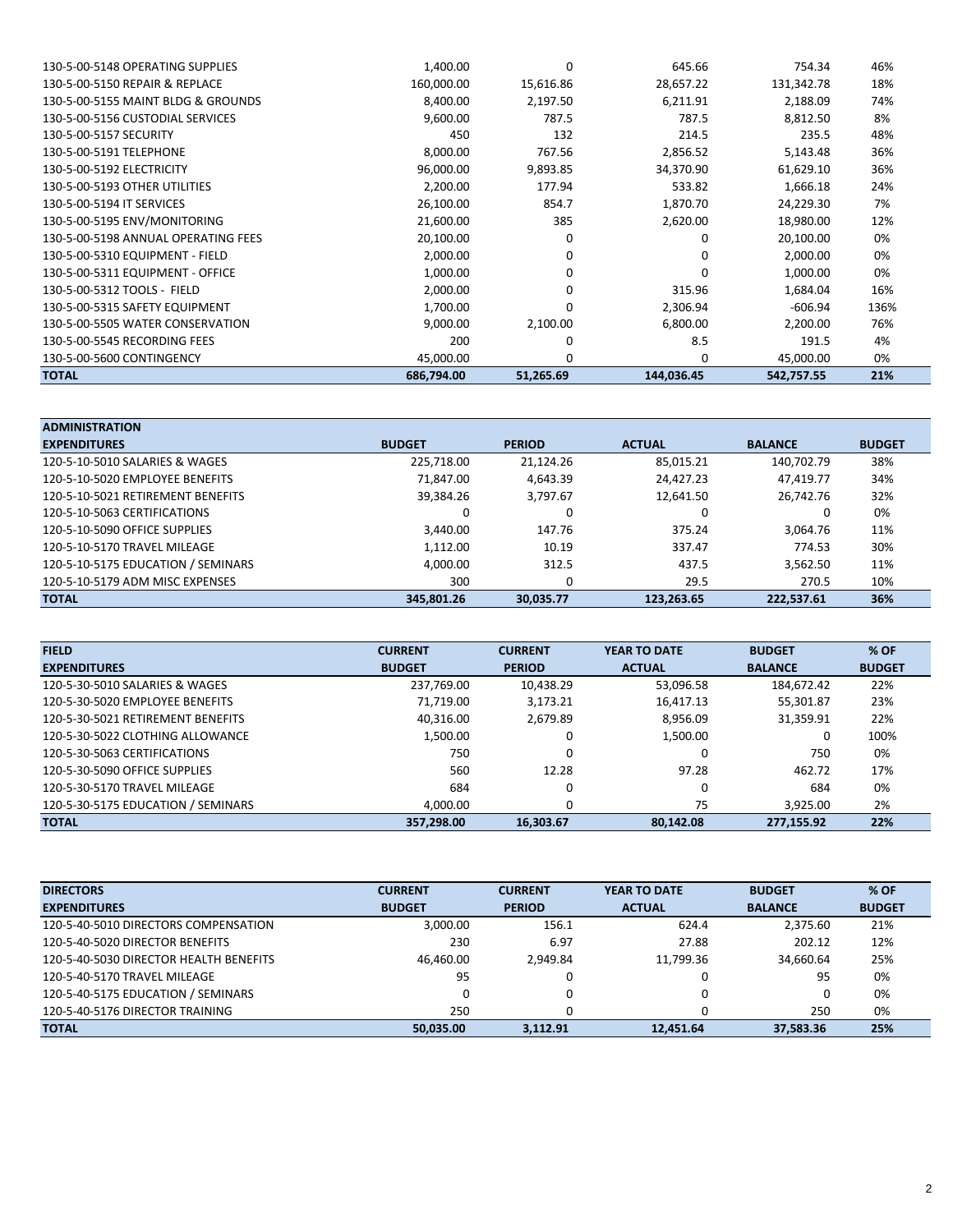| | | | | | |
|---|---|---|---|---|---|
| 130-5-00-5148 OPERATING SUPPLIES | 1,400.00 | 0 | 645.66 | 754.34 | 46% |
| 130-5-00-5150 REPAIR & REPLACE | 160,000.00 | 15,616.86 | 28,657.22 | 131,342.78 | 18% |
| 130-5-00-5155 MAINT BLDG & GROUNDS | 8,400.00 | 2,197.50 | 6,211.91 | 2,188.09 | 74% |
| 130-5-00-5156 CUSTODIAL SERVICES | 9,600.00 | 787.5 | 787.5 | 8,812.50 | 8% |
| 130-5-00-5157 SECURITY | 450 | 132 | 214.5 | 235.5 | 48% |
| 130-5-00-5191 TELEPHONE | 8,000.00 | 767.56 | 2,856.52 | 5,143.48 | 36% |
| 130-5-00-5192 ELECTRICITY | 96,000.00 | 9,893.85 | 34,370.90 | 61,629.10 | 36% |
| 130-5-00-5193 OTHER UTILITIES | 2,200.00 | 177.94 | 533.82 | 1,666.18 | 24% |
| 130-5-00-5194 IT SERVICES | 26,100.00 | 854.7 | 1,870.70 | 24,229.30 | 7% |
| 130-5-00-5195 ENV/MONITORING | 21,600.00 | 385 | 2,620.00 | 18,980.00 | 12% |
| 130-5-00-5198 ANNUAL OPERATING FEES | 20,100.00 | 0 | 0 | 20,100.00 | 0% |
| 130-5-00-5310 EQUIPMENT - FIELD | 2,000.00 | 0 | 0 | 2,000.00 | 0% |
| 130-5-00-5311 EQUIPMENT - OFFICE | 1,000.00 | 0 | 0 | 1,000.00 | 0% |
| 130-5-00-5312 TOOLS - FIELD | 2,000.00 | 0 | 315.96 | 1,684.04 | 16% |
| 130-5-00-5315 SAFETY EQUIPMENT | 1,700.00 | 0 | 2,306.94 | -606.94 | 136% |
| 130-5-00-5505 WATER CONSERVATION | 9,000.00 | 2,100.00 | 6,800.00 | 2,200.00 | 76% |
| 130-5-00-5545 RECORDING FEES | 200 | 0 | 8.5 | 191.5 | 4% |
| 130-5-00-5600 CONTINGENCY | 45,000.00 | 0 | 0 | 45,000.00 | 0% |
| **TOTAL** | **686,794.00** | **51,265.69** | **144,036.45** | **542,757.55** | **21%** |

| ADMINISTRATION | | | | | |
|---|---|---|---|---|---|
| **EXPENDITURES** | **BUDGET** | **PERIOD** | **ACTUAL** | **BALANCE** | **BUDGET** |
| 120-5-10-5010 SALARIES & WAGES | 225,718.00 | 21,124.26 | 85,015.21 | 140,702.79 | 38% |
| 120-5-10-5020 EMPLOYEE BENEFITS | 71,847.00 | 4,643.39 | 24,427.23 | 47,419.77 | 34% |
| 120-5-10-5021 RETIREMENT BENEFITS | 39,384.26 | 3,797.67 | 12,641.50 | 26,742.76 | 32% |
| 120-5-10-5063 CERTIFICATIONS | 0 | 0 | 0 | 0 | 0% |
| 120-5-10-5090 OFFICE SUPPLIES | 3,440.00 | 147.76 | 375.24 | 3,064.76 | 11% |
| 120-5-10-5170 TRAVEL MILEAGE | 1,112.00 | 10.19 | 337.47 | 774.53 | 30% |
| 120-5-10-5175 EDUCATION / SEMINARS | 4,000.00 | 312.5 | 437.5 | 3,562.50 | 11% |
| 120-5-10-5179 ADM MISC EXPENSES | 300 | 0 | 29.5 | 270.5 | 10% |
| **TOTAL** | **345,801.26** | **30,035.77** | **123,263.65** | **222,537.61** | **36%** |

| FIELD | CURRENT | CURRENT | YEAR TO DATE | BUDGET | % OF |
|---|---|---|---|---|---|
| **EXPENDITURES** | **BUDGET** | **PERIOD** | **ACTUAL** | **BALANCE** | **BUDGET** |
| 120-5-30-5010 SALARIES & WAGES | 237,769.00 | 10,438.29 | 53,096.58 | 184,672.42 | 22% |
| 120-5-30-5020 EMPLOYEE BENEFITS | 71,719.00 | 3,173.21 | 16,417.13 | 55,301.87 | 23% |
| 120-5-30-5021 RETIREMENT BENEFITS | 40,316.00 | 2,679.89 | 8,956.09 | 31,359.91 | 22% |
| 120-5-30-5022 CLOTHING ALLOWANCE | 1,500.00 | 0 | 1,500.00 | 0 | 100% |
| 120-5-30-5063 CERTIFICATIONS | 750 | 0 | 0 | 750 | 0% |
| 120-5-30-5090 OFFICE SUPPLIES | 560 | 12.28 | 97.28 | 462.72 | 17% |
| 120-5-30-5170 TRAVEL MILEAGE | 684 | 0 | 0 | 684 | 0% |
| 120-5-30-5175 EDUCATION / SEMINARS | 4,000.00 | 0 | 75 | 3,925.00 | 2% |
| **TOTAL** | **357,298.00** | **16,303.67** | **80,142.08** | **277,155.92** | **22%** |

| DIRECTORS | CURRENT | CURRENT | YEAR TO DATE | BUDGET | % OF |
|---|---|---|---|---|---|
| **EXPENDITURES** | **BUDGET** | **PERIOD** | **ACTUAL** | **BALANCE** | **BUDGET** |
| 120-5-40-5010 DIRECTORS COMPENSATION | 3,000.00 | 156.1 | 624.4 | 2,375.60 | 21% |
| 120-5-40-5020 DIRECTOR BENEFITS | 230 | 6.97 | 27.88 | 202.12 | 12% |
| 120-5-40-5030 DIRECTOR HEALTH BENEFITS | 46,460.00 | 2,949.84 | 11,799.36 | 34,660.64 | 25% |
| 120-5-40-5170 TRAVEL MILEAGE | 95 | 0 | 0 | 95 | 0% |
| 120-5-40-5175 EDUCATION / SEMINARS | 0 | 0 | 0 | 0 | 0% |
| 120-5-40-5176 DIRECTOR TRAINING | 250 | 0 | 0 | 250 | 0% |
| **TOTAL** | **50,035.00** | **3,112.91** | **12,451.64** | **37,583.36** | **25%** |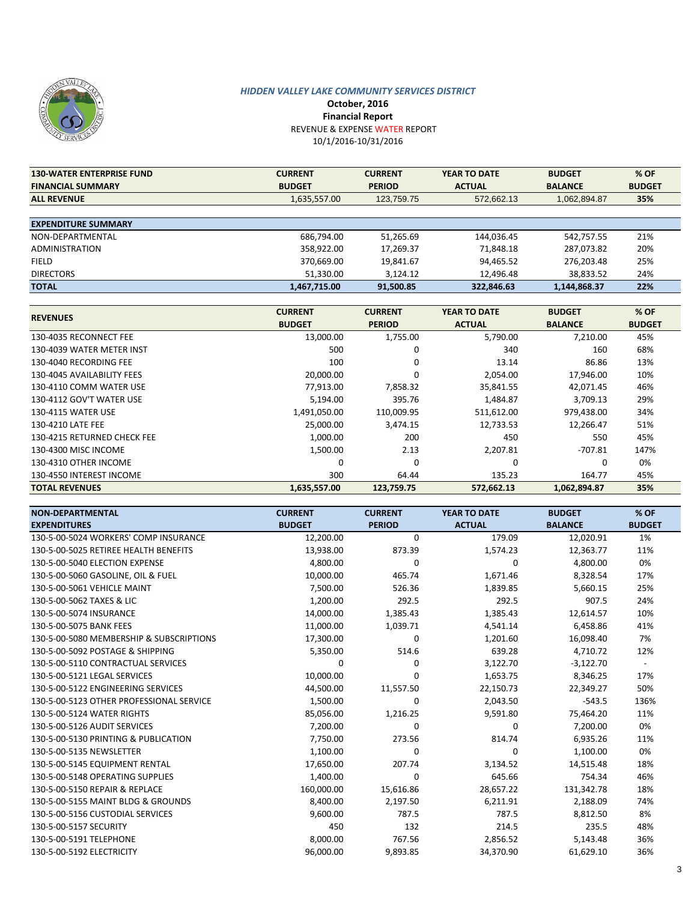*HIDDEN VALLEY LAKE COMMUNITY SERVICES DISTRICT*

**October, 2016**

**Financial Report**

REVENUE & EXPENSE WATER REPORT

10/1/2016-10/31/2016

| 130-WATER ENTERPRISE FUND FINANCIAL SUMMARY | CURRENT BUDGET | CURRENT PERIOD | YEAR TO DATE ACTUAL | BUDGET BALANCE | % OF BUDGET |
|---|---|---|---|---|---|
| **ALL REVENUE** | 1,635,557.00 | 123,759.75 | 572,662.13 | 1,062,894.87 | **35%** |

| EXPENDITURE SUMMARY | | | | | |
|---|---|---|---|---|---|
| NON-DEPARTMENTAL | 686,794.00 | 51,265.69 | 144,036.45 | 542,757.55 | 21% |
| ADMINISTRATION | 358,922.00 | 17,269.37 | 71,848.18 | 287,073.82 | 20% |
| FIELD | 370,669.00 | 19,841.67 | 94,465.52 | 276,203.48 | 25% |
| DIRECTORS | 51,330.00 | 3,124.12 | 12,496.48 | 38,833.52 | 24% |
| **TOTAL** | **1,467,715.00** | **91,500.85** | **322,846.63** | **1,144,868.37** | **22%** |

| REVENUES | CURRENT BUDGET | CURRENT PERIOD | YEAR TO DATE ACTUAL | BUDGET BALANCE | % OF BUDGET |
|---|---|---|---|---|---|
| 130-4035 RECONNECT FEE | 13,000.00 | 1,755.00 | 5,790.00 | 7,210.00 | 45% |
| 130-4039 WATER METER INST | 500 | 0 | 340 | 160 | 68% |
| 130-4040 RECORDING FEE | 100 | 0 | 13.14 | 86.86 | 13% |
| 130-4045 AVAILABILITY FEES | 20,000.00 | 0 | 2,054.00 | 17,946.00 | 10% |
| 130-4110 COMM WATER USE | 77,913.00 | 7,858.32 | 35,841.55 | 42,071.45 | 46% |
| 130-4112 GOV'T WATER USE | 5,194.00 | 395.76 | 1,484.87 | 3,709.13 | 29% |
| 130-4115 WATER USE | 1,491,050.00 | 110,009.95 | 511,612.00 | 979,438.00 | 34% |
| 130-4210 LATE FEE | 25,000.00 | 3,474.15 | 12,733.53 | 12,266.47 | 51% |
| 130-4215 RETURNED CHECK FEE | 1,000.00 | 200 | 450 | 550 | 45% |
| 130-4300 MISC INCOME | 1,500.00 | 2.13 | 2,207.81 | -707.81 | 147% |
| 130-4310 OTHER INCOME | 0 | 0 | 0 | 0 | 0% |
| 130-4550 INTEREST INCOME | 300 | 64.44 | 135.23 | 164.77 | 45% |
| **TOTAL REVENUES** | **1,635,557.00** | **123,759.75** | **572,662.13** | **1,062,894.87** | **35%** |

| NON-DEPARTMENTAL EXPENDITURES | CURRENT BUDGET | CURRENT PERIOD | YEAR TO DATE ACTUAL | BUDGET BALANCE | % OF BUDGET |
|---|---|---|---|---|---|
| 130-5-00-5024 WORKERS' COMP INSURANCE | 12,200.00 | 0 | 179.09 | 12,020.91 | 1% |
| 130-5-00-5025 RETIREE HEALTH BENEFITS | 13,938.00 | 873.39 | 1,574.23 | 12,363.77 | 11% |
| 130-5-00-5040 ELECTION EXPENSE | 4,800.00 | 0 | 0 | 4,800.00 | 0% |
| 130-5-00-5060 GASOLINE, OIL & FUEL | 10,000.00 | 465.74 | 1,671.46 | 8,328.54 | 17% |
| 130-5-00-5061 VEHICLE MAINT | 7,500.00 | 526.36 | 1,839.85 | 5,660.15 | 25% |
| 130-5-00-5062 TAXES & LIC | 1,200.00 | 292.5 | 292.5 | 907.5 | 24% |
| 130-5-00-5074 INSURANCE | 14,000.00 | 1,385.43 | 1,385.43 | 12,614.57 | 10% |
| 130-5-00-5075 BANK FEES | 11,000.00 | 1,039.71 | 4,541.14 | 6,458.86 | 41% |
| 130-5-00-5080 MEMBERSHIP & SUBSCRIPTIONS | 17,300.00 | 0 | 1,201.60 | 16,098.40 | 7% |
| 130-5-00-5092 POSTAGE & SHIPPING | 5,350.00 | 514.6 | 639.28 | 4,710.72 | 12% |
| 130-5-00-5110 CONTRACTUAL SERVICES | 0 | 0 | 3,122.70 | -3,122.70 | - |
| 130-5-00-5121 LEGAL SERVICES | 10,000.00 | 0 | 1,653.75 | 8,346.25 | 17% |
| 130-5-00-5122 ENGINEERING SERVICES | 44,500.00 | 11,557.50 | 22,150.73 | 22,349.27 | 50% |
| 130-5-00-5123 OTHER PROFESSIONAL SERVICE | 1,500.00 | 0 | 2,043.50 | -543.5 | 136% |
| 130-5-00-5124 WATER RIGHTS | 85,056.00 | 1,216.25 | 9,591.80 | 75,464.20 | 11% |
| 130-5-00-5126 AUDIT SERVICES | 7,200.00 | 0 | 0 | 7,200.00 | 0% |
| 130-5-00-5130 PRINTING & PUBLICATION | 7,750.00 | 273.56 | 814.74 | 6,935.26 | 11% |
| 130-5-00-5135 NEWSLETTER | 1,100.00 | 0 | 0 | 1,100.00 | 0% |
| 130-5-00-5145 EQUIPMENT RENTAL | 17,650.00 | 207.74 | 3,134.52 | 14,515.48 | 18% |
| 130-5-00-5148 OPERATING SUPPLIES | 1,400.00 | 0 | 645.66 | 754.34 | 46% |
| 130-5-00-5150 REPAIR & REPLACE | 160,000.00 | 15,616.86 | 28,657.22 | 131,342.78 | 18% |
| 130-5-00-5155 MAINT BLDG & GROUNDS | 8,400.00 | 2,197.50 | 6,211.91 | 2,188.09 | 74% |
| 130-5-00-5156 CUSTODIAL SERVICES | 9,600.00 | 787.5 | 787.5 | 8,812.50 | 8% |
| 130-5-00-5157 SECURITY | 450 | 132 | 214.5 | 235.5 | 48% |
| 130-5-00-5191 TELEPHONE | 8,000.00 | 767.56 | 2,856.52 | 5,143.48 | 36% |
| 130-5-00-5192 ELECTRICITY | 96,000.00 | 9,893.85 | 34,370.90 | 61,629.10 | 36% |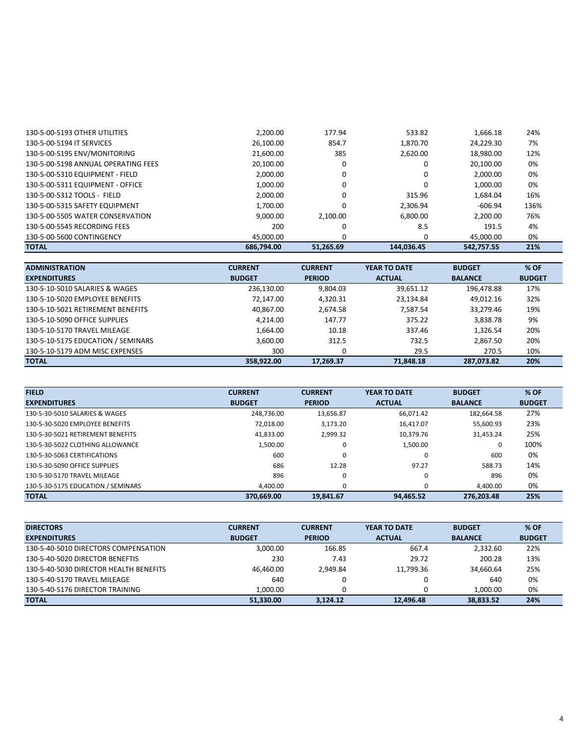| | | | | | |
|---|---|---|---|---|---|
| 130-5-00-5193 OTHER UTILITIES | 2,200.00 | 177.94 | 533.82 | 1,666.18 | 24% |
| 130-5-00-5194 IT SERVICES | 26,100.00 | 854.7 | 1,870.70 | 24,229.30 | 7% |
| 130-5-00-5195 ENV/MONITORING | 21,600.00 | 385 | 2,620.00 | 18,980.00 | 12% |
| 130-5-00-5198 ANNUAL OPERATING FEES | 20,100.00 | 0 | 0 | 20,100.00 | 0% |
| 130-5-00-5310 EQUIPMENT - FIELD | 2,000.00 | 0 | 0 | 2,000.00 | 0% |
| 130-5-00-5311 EQUIPMENT - OFFICE | 1,000.00 | 0 | 0 | 1,000.00 | 0% |
| 130-5-00-5312 TOOLS - FIELD | 2,000.00 | 0 | 315.96 | 1,684.04 | 16% |
| 130-5-00-5315 SAFETY EQUIPMENT | 1,700.00 | 0 | 2,306.94 | -606.94 | 136% |
| 130-5-00-5505 WATER CONSERVATION | 9,000.00 | 2,100.00 | 6,800.00 | 2,200.00 | 76% |
| 130-5-00-5545 RECORDING FEES | 200 | 0 | 8.5 | 191.5 | 4% |
| 130-5-00-5600 CONTINGENCY | 45,000.00 | 0 | 0 | 45,000.00 | 0% |
| **TOTAL** | **686,794.00** | **51,265.69** | **144,036.45** | **542,757.55** | **21%** |

| **ADMINISTRATION EXPENDITURES** | **CURRENT BUDGET** | **CURRENT PERIOD** | **YEAR TO DATE ACTUAL** | **BUDGET BALANCE** | **% OF BUDGET** |
|---|---|---|---|---|---|
| 130-5-10-5010 SALARIES & WAGES | 236,130.00 | 9,804.03 | 39,651.12 | 196,478.88 | 17% |
| 130-5-10-5020 EMPLOYEE BENEFITS | 72,147.00 | 4,320.31 | 23,134.84 | 49,012.16 | 32% |
| 130-5-10-5021 RETIREMENT BENEFITS | 40,867.00 | 2,674.58 | 7,587.54 | 33,279.46 | 19% |
| 130-5-10-5090 OFFICE SUPPLIES | 4,214.00 | 147.77 | 375.22 | 3,838.78 | 9% |
| 130-5-10-5170 TRAVEL MILEAGE | 1,664.00 | 10.18 | 337.46 | 1,326.54 | 20% |
| 130-5-10-5175 EDUCATION / SEMINARS | 3,600.00 | 312.5 | 732.5 | 2,867.50 | 20% |
| 130-5-10-5179 ADM MISC EXPENSES | 300 | 0 | 29.5 | 270.5 | 10% |
| **TOTAL** | **358,922.00** | **17,269.37** | **71,848.18** | **287,073.82** | **20%** |

| **FIELD EXPENDITURES** | **CURRENT BUDGET** | **CURRENT PERIOD** | **YEAR TO DATE ACTUAL** | **BUDGET BALANCE** | **% OF BUDGET** |
|---|---|---|---|---|---|
| 130-5-30-5010 SALARIES & WAGES | 248,736.00 | 13,656.87 | 66,071.42 | 182,664.58 | 27% |
| 130-5-30-5020 EMPLOYEE BENEFITS | 72,018.00 | 3,173.20 | 16,417.07 | 55,600.93 | 23% |
| 130-5-30-5021 RETIREMENT BENEFITS | 41,833.00 | 2,999.32 | 10,379.76 | 31,453.24 | 25% |
| 130-5-30-5022 CLOTHING ALLOWANCE | 1,500.00 | 0 | 1,500.00 | 0 | 100% |
| 130-5-30-5063 CERTIFICATIONS | 600 | 0 | 0 | 600 | 0% |
| 130-5-30-5090 OFFICE SUPPLIES | 686 | 12.28 | 97.27 | 588.73 | 14% |
| 130-5-30-5170 TRAVEL MILEAGE | 896 | 0 | 0 | 896 | 0% |
| 130-5-30-5175 EDUCATION / SEMINARS | 4,400.00 | 0 | 0 | 4,400.00 | 0% |
| **TOTAL** | **370,669.00** | **19,841.67** | **94,465.52** | **276,203.48** | **25%** |

| **DIRECTORS EXPENDITURES** | **CURRENT BUDGET** | **CURRENT PERIOD** | **YEAR TO DATE ACTUAL** | **BUDGET BALANCE** | **% OF BUDGET** |
|---|---|---|---|---|---|
| 130-5-40-5010 DIRECTORS COMPENSATION | 3,000.00 | 166.85 | 667.4 | 2,332.60 | 22% |
| 130-5-40-5020 DIRECTOR BENEFTIS | 230 | 7.43 | 29.72 | 200.28 | 13% |
| 130-5-40-5030 DIRECTOR HEALTH BENEFITS | 46,460.00 | 2,949.84 | 11,799.36 | 34,660.64 | 25% |
| 130-5-40-5170 TRAVEL MILEAGE | 640 | 0 | 0 | 640 | 0% |
| 130-5-40-5176 DIRECTOR TRAINING | 1,000.00 | 0 | 0 | 1,000.00 | 0% |
| **TOTAL** | **51,330.00** | **3,124.12** | **12,496.48** | **38,833.52** | **24%** |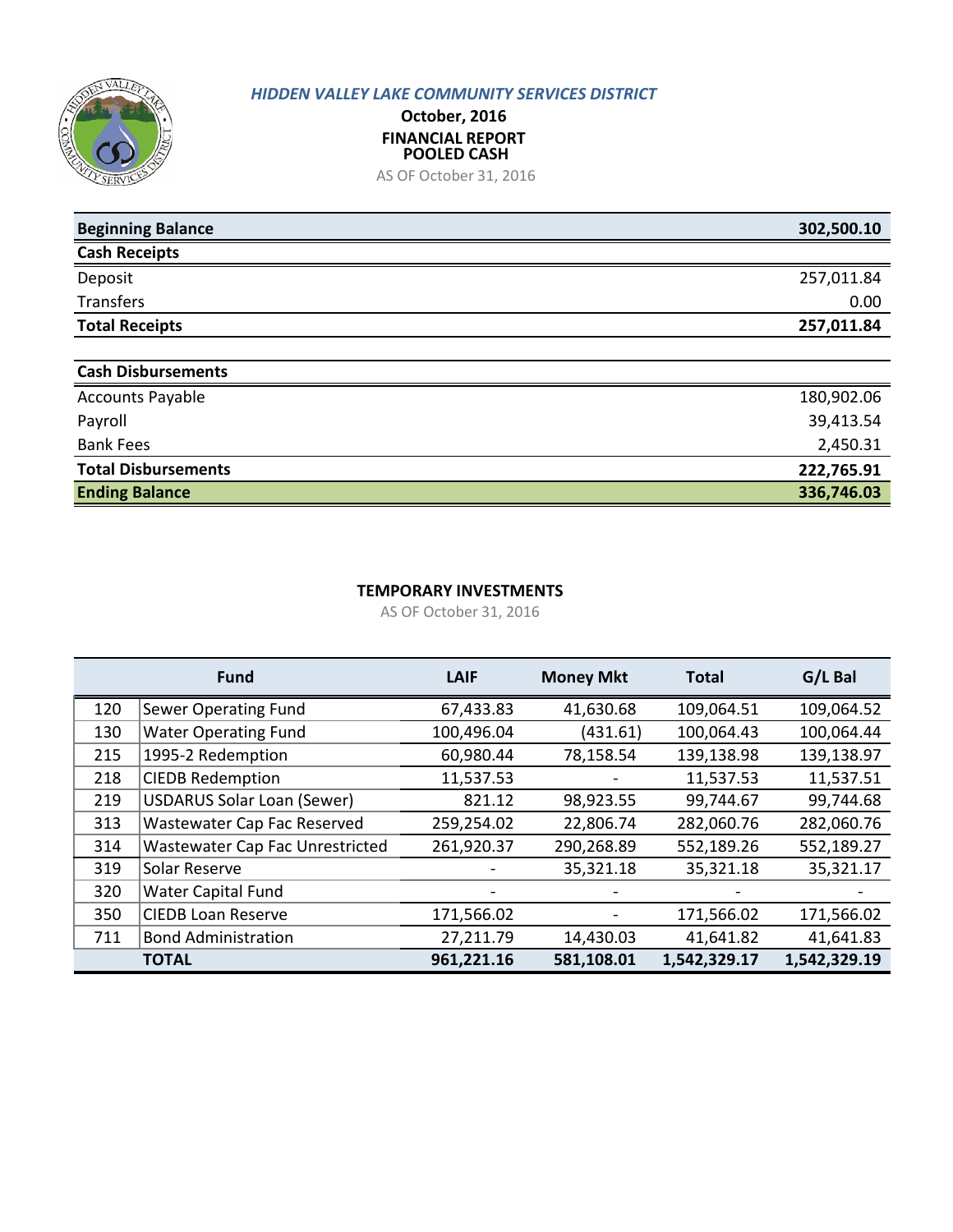*HIDDEN VALLEY LAKE COMMUNITY SERVICES DISTRICT*

**October, 2016**

**FINANCIAL REPORT**
**POOLED CASH**

AS OF October 31, 2016

| | |
|---|---|
| **Beginning Balance** | **302,500.10** |
| **Cash Receipts** | |
| Deposit | 257,011.84 |
| Transfers | 0.00 |
| **Total Receipts** | **257,011.84** |
| | |
| **Cash Disbursements** | |
| Accounts Payable | 180,902.06 |
| Payroll | 39,413.54 |
| Bank Fees | 2,450.31 |
| **Total Disbursements** | **222,765.91** |
| **Ending Balance** | **336,746.03** |

**TEMPORARY INVESTMENTS**

AS OF October 31, 2016

| | Fund | LAIF | Money Mkt | Total | G/L Bal |
|---|---|---|---|---|---|
| 120 | Sewer Operating Fund | 67,433.83 | 41,630.68 | 109,064.51 | 109,064.52 |
| 130 | Water Operating Fund | 100,496.04 | (431.61) | 100,064.43 | 100,064.44 |
| 215 | 1995-2 Redemption | 60,980.44 | 78,158.54 | 139,138.98 | 139,138.97 |
| 218 | CIEDB Redemption | 11,537.53 | - | 11,537.53 | 11,537.51 |
| 219 | USDARUS Solar Loan (Sewer) | 821.12 | 98,923.55 | 99,744.67 | 99,744.68 |
| 313 | Wastewater Cap Fac Reserved | 259,254.02 | 22,806.74 | 282,060.76 | 282,060.76 |
| 314 | Wastewater Cap Fac Unrestricted | 261,920.37 | 290,268.89 | 552,189.26 | 552,189.27 |
| 319 | Solar Reserve | - | 35,321.18 | 35,321.18 | 35,321.17 |
| 320 | Water Capital Fund | - | - | - | - |
| 350 | CIEDB Loan Reserve | 171,566.02 | - | 171,566.02 | 171,566.02 |
| 711 | Bond Administration | 27,211.79 | 14,430.03 | 41,641.82 | 41,641.83 |
| | **TOTAL** | **961,221.16** | **581,108.01** | **1,542,329.17** | **1,542,329.19** |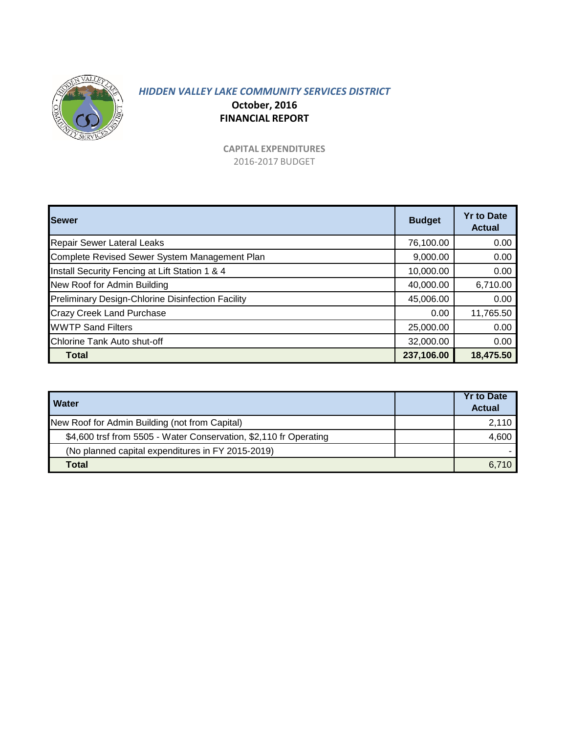*HIDDEN VALLEY LAKE COMMUNITY SERVICES DISTRICT*

**October, 2016**

**FINANCIAL REPORT**

**CAPITAL EXPENDITURES**

2016-2017 BUDGET

| Sewer | Budget | Yr to Date Actual |
|---|---|---|
| Repair Sewer Lateral Leaks | 76,100.00 | 0.00 |
| Complete Revised Sewer System Management Plan | 9,000.00 | 0.00 |
| Install Security Fencing at Lift Station 1 & 4 | 10,000.00 | 0.00 |
| New Roof for Admin Building | 40,000.00 | 6,710.00 |
| Preliminary Design-Chlorine Disinfection Facility | 45,006.00 | 0.00 |
| Crazy Creek Land Purchase | 0.00 | 11,765.50 |
| WWTP Sand Filters | 25,000.00 | 0.00 |
| Chlorine Tank Auto shut-off | 32,000.00 | 0.00 |
| **Total** | **237,106.00** | **18,475.50** |

| Water | | Yr to Date Actual |
|---|---|---|
| New Roof for Admin Building (not from Capital) | | 2,110 |
| $4,600 trsf from 5505 - Water Conservation, $2,110 fr Operating | | 4,600 |
| (No planned capital expenditures in FY 2015-2019) | | - |
| **Total** | | 6,710 |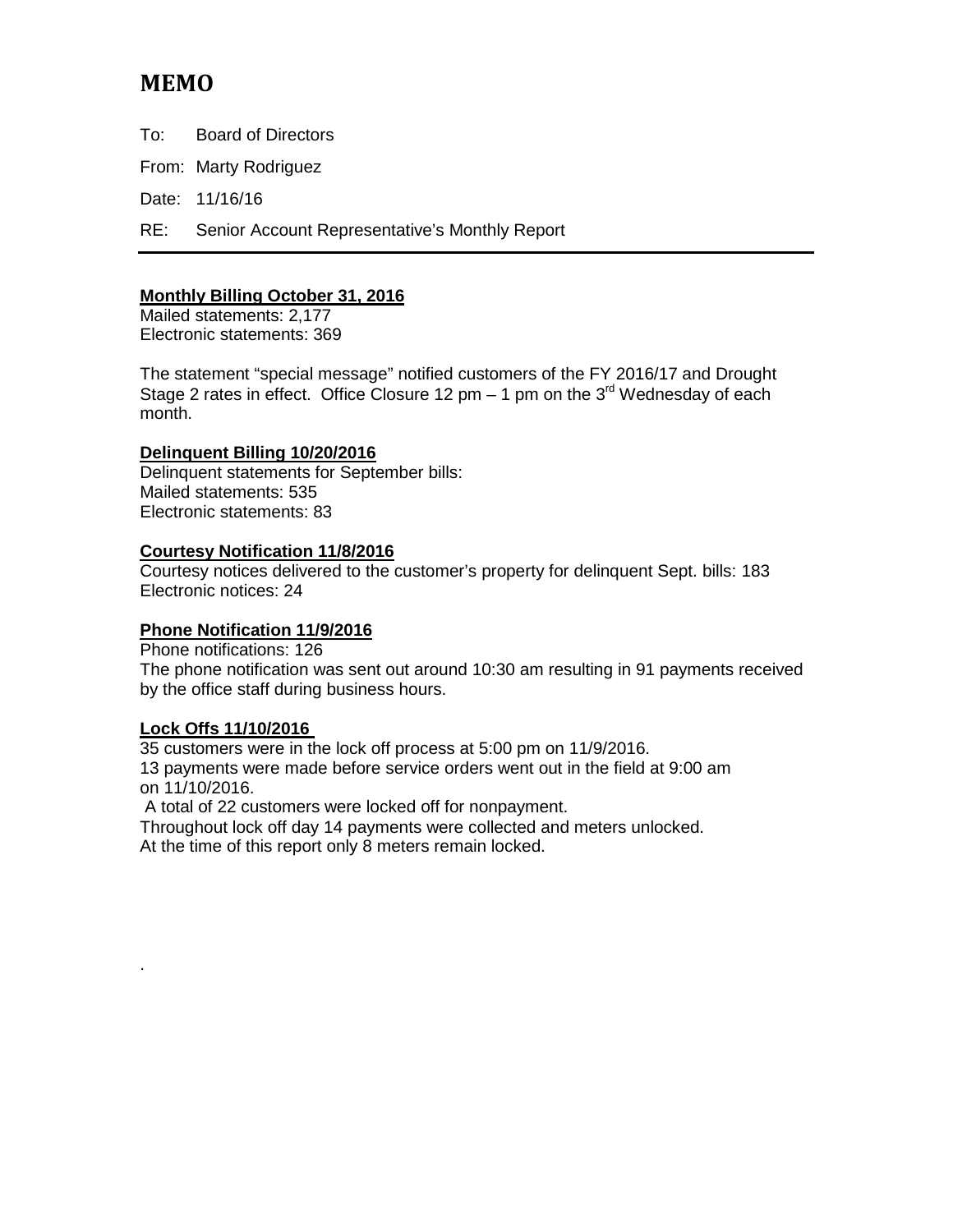# MEMO

To: Board of Directors

From: Marty Rodriguez

Date: 11/16/16

RE: Senior Account Representative's Monthly Report

---

**Monthly Billing October 31, 2016**
Mailed statements: 2,177
Electronic statements: 369

The statement "special message" notified customers of the FY 2016/17 and Drought Stage 2 rates in effect. Office Closure 12 pm – 1 pm on the 3rd Wednesday of each month.

**Delinquent Billing 10/20/2016**
Delinquent statements for September bills:
Mailed statements: 535
Electronic statements: 83

**Courtesy Notification 11/8/2016**
Courtesy notices delivered to the customer's property for delinquent Sept. bills: 183
Electronic notices: 24

**Phone Notification 11/9/2016**
Phone notifications: 126
The phone notification was sent out around 10:30 am resulting in 91 payments received by the office staff during business hours.

**Lock Offs 11/10/2016**
35 customers were in the lock off process at 5:00 pm on 11/9/2016.
13 payments were made before service orders went out in the field at 9:00 am on 11/10/2016.
A total of 22 customers were locked off for nonpayment.
Throughout lock off day 14 payments were collected and meters unlocked.
At the time of this report only 8 meters remain locked.

.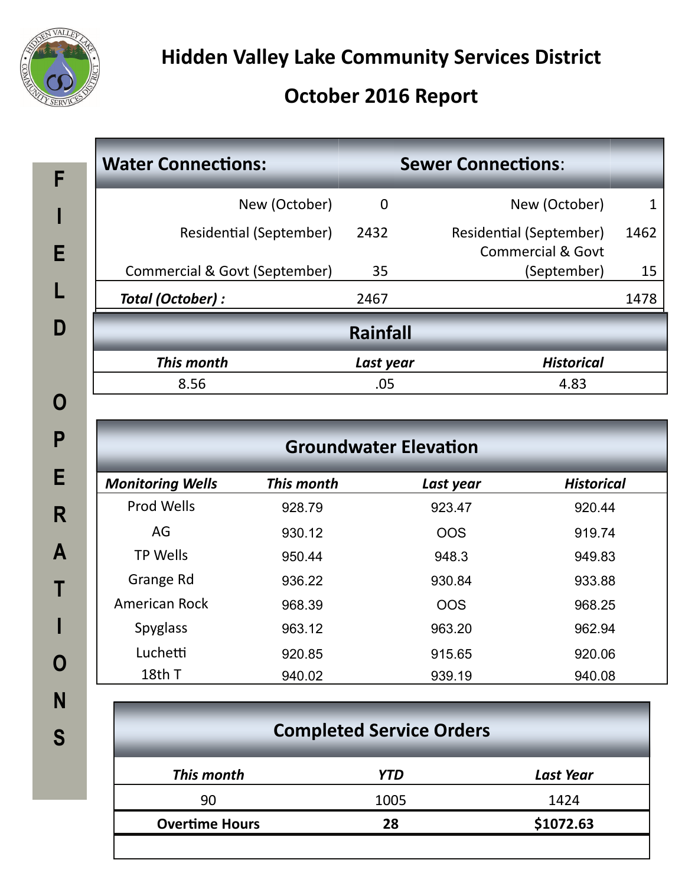# Hidden Valley Lake Community Services District

## October 2016 Report

FIELD OPERATIONS

| Water Connections: | | Sewer Connections: | |
|---|---|---|---|
| New (October) | 0 | New (October) | 1 |
| Residential (September) | 2432 | Residential (September) | 1462 |
| Commercial & Govt (September) | 35 | Commercial & Govt (September) | 15 |
| ***Total (October) :*** | 2467 | | 1478 |

### Rainfall

| *This month* | *Last year* | *Historical* |
|---|---|---|
| 8.56 | .05 | 4.83 |

### Groundwater Elevation

| *Monitoring Wells* | *This month* | *Last year* | *Historical* |
|---|---|---|---|
| Prod Wells | 928.79 | 923.47 | 920.44 |
| AG | 930.12 | OOS | 919.74 |
| TP Wells | 950.44 | 948.3 | 949.83 |
| Grange Rd | 936.22 | 930.84 | 933.88 |
| American Rock | 968.39 | OOS | 968.25 |
| Spyglass | 963.12 | 963.20 | 962.94 |
| Luchetti | 920.85 | 915.65 | 920.06 |
| 18th T | 940.02 | 939.19 | 940.08 |

### Completed Service Orders

| *This month* | *YTD* | *Last Year* |
|---|---|---|
| 90 | 1005 | 1424 |
| **Overtime Hours** | **28** | **$1072.63** |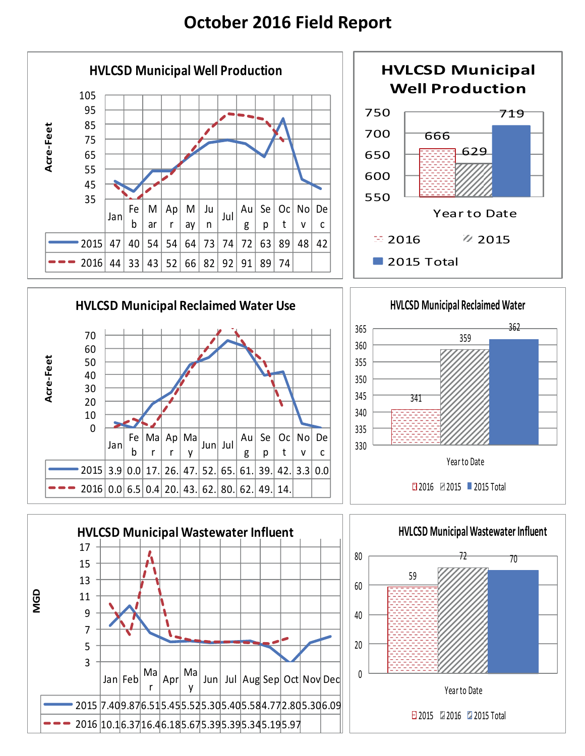# October 2016 Field Report

**HVLCSD Municipal Well Production**

Acre-Feet

105
95
85
75
65
55
45
35

| | Jan | Feb | Mar | Apr | May | Jun | Jul | Aug | Sep | Oct | Nov | Dec |
|---|---|---|---|---|---|---|---|---|---|---|---|---|
| 2015 | 47 | 40 | 54 | 54 | 64 | 73 | 74 | 72 | 63 | 89 | 48 | 42 |
| 2016 | 44 | 33 | 43 | 52 | 66 | 82 | 92 | 91 | 89 | 74 | | |

**HVLCSD Municipal Well Production**

750
700
650
600
550

666
629
719

Year to Date

2016 2015
2015 Total

**HVLCSD Municipal Reclaimed Water Use**

Acre-Feet

70
60
50
40
30
20
10
0

| | Jan | Feb | Mar | Apr | May | Jun | Jul | Aug | Sep | Oct | Nov | Dec |
|---|---|---|---|---|---|---|---|---|---|---|---|---|
| 2015 | 3.9 | 0.0 | 17. | 26. | 47. | 52. | 65. | 61. | 39. | 42. | 3.3 | 0.0 |
| 2016 | 0.0 | 6.5 | 0.4 | 20. | 43. | 62. | 80. | 62. | 49. | 14. | | |

**HVLCSD Municipal Reclaimed Water**

365
360
355
350
345
340
335
330

341
359
362

Year to Date

2016 2015 2015 Total

**HVLCSD Municipal Wastewater Influent**

MGD

17
15
13
11
9
7
5
3

| | Jan | Feb | Mar | Apr | May | Jun | Jul | Aug | Sep | Oct | Nov | Dec |
|---|---|---|---|---|---|---|---|---|---|---|---|---|
| 2015 | 7.40 | 9.87 | 6.51 | 5.45 | 5.52 | 5.30 | 5.40 | 5.58 | 4.77 | 2.80 | 5.30 | 6.09 |
| 2016 | 10.1 | 6.37 | 16.4 | 6.18 | 5.67 | 5.39 | 5.39 | 5.34 | 5.19 | 5.97 | | |

**HVLCSD Municipal Wastewater Influent**

80
60
40
20
0

59
72
70

Year to Date

2015 2016 2015 Total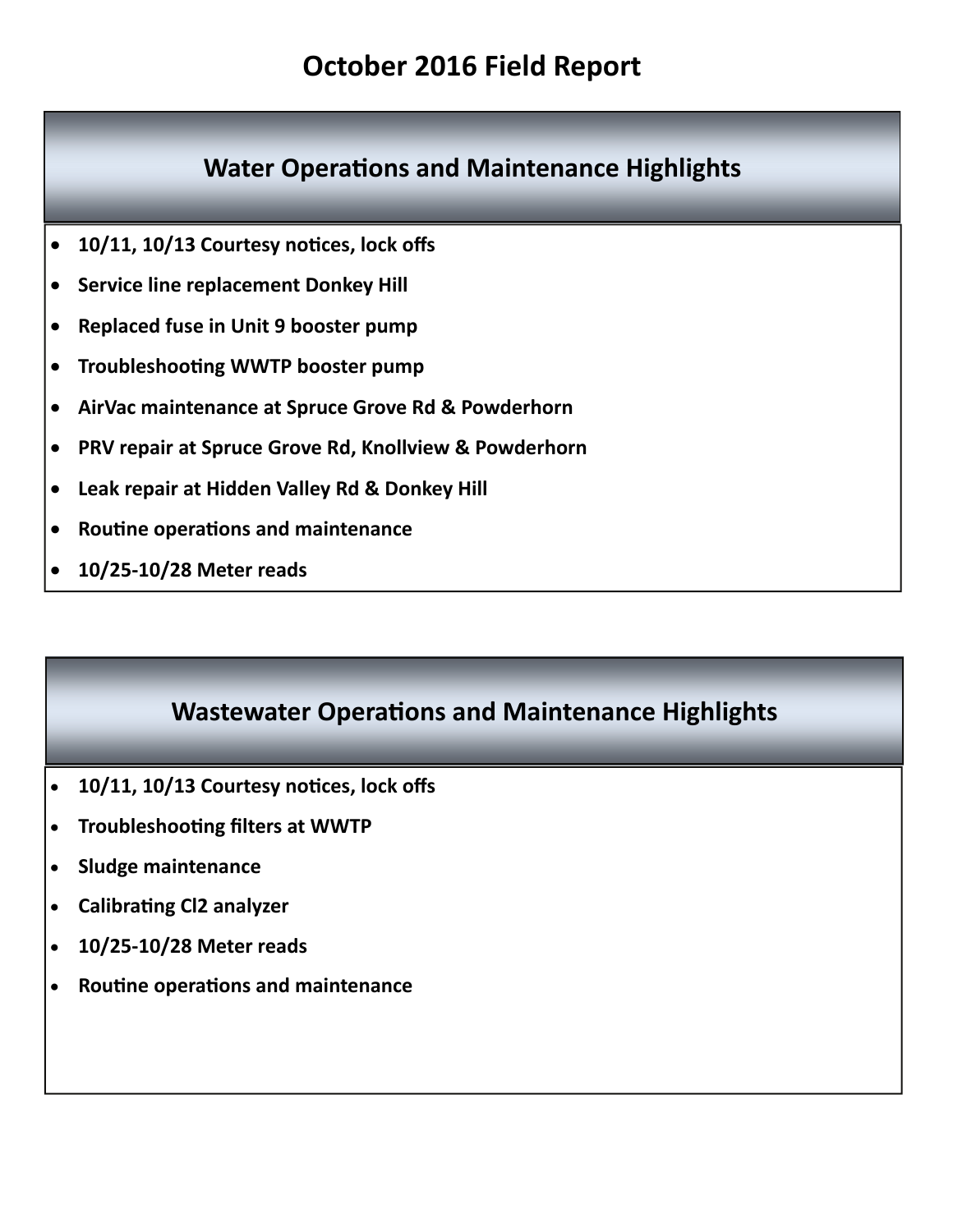# October 2016 Field Report

## Water Operations and Maintenance Highlights

- **10/11, 10/13 Courtesy notices, lock offs**
- **Service line replacement Donkey Hill**
- **Replaced fuse in Unit 9 booster pump**
- **Troubleshooting WWTP booster pump**
- **AirVac maintenance at Spruce Grove Rd & Powderhorn**
- **PRV repair at Spruce Grove Rd, Knollview & Powderhorn**
- **Leak repair at Hidden Valley Rd & Donkey Hill**
- **Routine operations and maintenance**
- **10/25-10/28 Meter reads**

## Wastewater Operations and Maintenance Highlights

- **10/11, 10/13 Courtesy notices, lock offs**
- **Troubleshooting filters at WWTP**
- **Sludge maintenance**
- **Calibrating Cl2 analyzer**
- **10/25-10/28 Meter reads**
- **Routine operations and maintenance**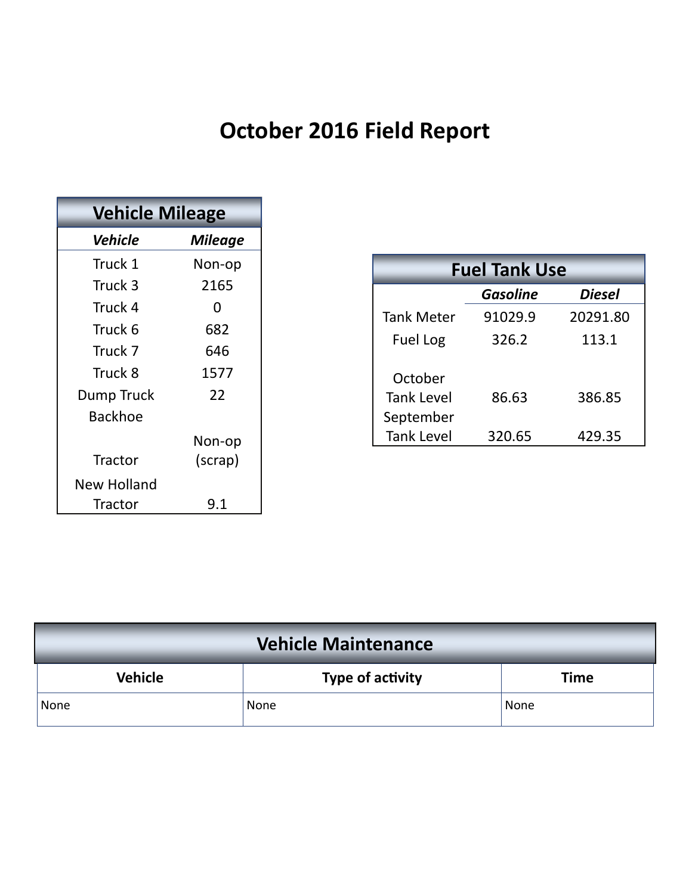# October 2016 Field Report

## Vehicle Mileage

| *Vehicle* | *Mileage* |
|---|---|
| Truck 1 | Non-op |
| Truck 3 | 2165 |
| Truck 4 | 0 |
| Truck 6 | 682 |
| Truck 7 | 646 |
| Truck 8 | 1577 |
| Dump Truck | 22 |
| Backhoe Tractor | Non-op (scrap) |
| New Holland Tractor | 9.1 |

## Fuel Tank Use

| | *Gasoline* | *Diesel* |
|---|---|---|
| Tank Meter | 91029.9 | 20291.80 |
| Fuel Log | 326.2 | 113.1 |
| October Tank Level | 86.63 | 386.85 |
| September Tank Level | 320.65 | 429.35 |

## Vehicle Maintenance

| Vehicle | Type of activity | Time |
|---|---|---|
| None | None | None |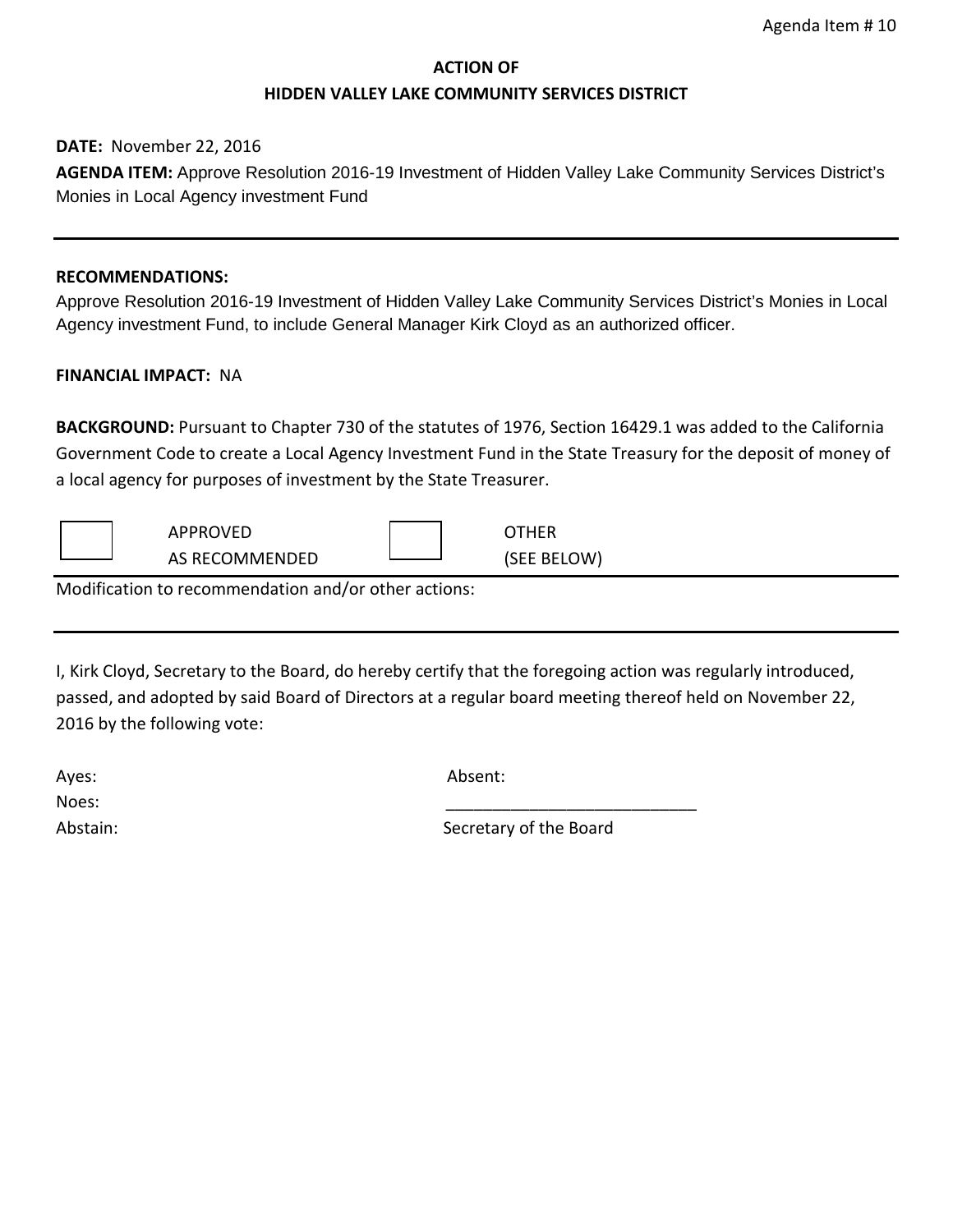Agenda Item # 10

**ACTION OF**

**HIDDEN VALLEY LAKE COMMUNITY SERVICES DISTRICT**

**DATE:** November 22, 2016

**AGENDA ITEM:** Approve Resolution 2016-19 Investment of Hidden Valley Lake Community Services District's Monies in Local Agency investment Fund

---

**RECOMMENDATIONS:**

Approve Resolution 2016-19 Investment of Hidden Valley Lake Community Services District's Monies in Local Agency investment Fund, to include General Manager Kirk Cloyd as an authorized officer.

**FINANCIAL IMPACT:** NA

**BACKGROUND:** Pursuant to Chapter 730 of the statutes of 1976, Section 16429.1 was added to the California Government Code to create a Local Agency Investment Fund in the State Treasury for the deposit of money of a local agency for purposes of investment by the State Treasurer.

☐ APPROVED AS RECOMMENDED ☐ OTHER (SEE BELOW)

---

Modification to recommendation and/or other actions:

---

I, Kirk Cloyd, Secretary to the Board, do hereby certify that the foregoing action was regularly introduced, passed, and adopted by said Board of Directors at a regular board meeting thereof held on November 22, 2016 by the following vote:

Ayes:

Noes:

Abstain:

Absent:

___________________________

Secretary of the Board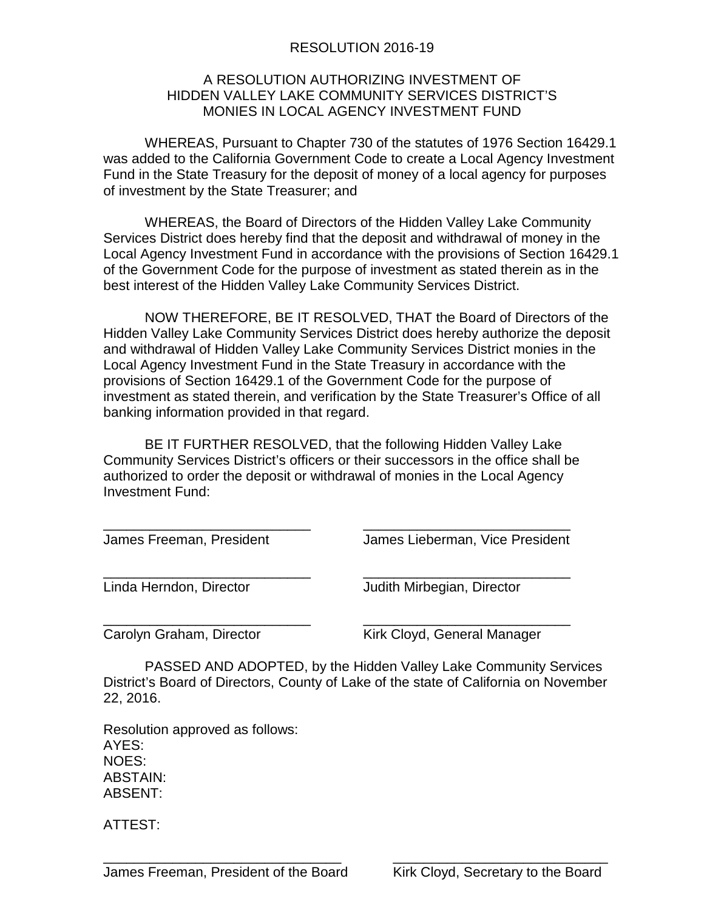RESOLUTION 2016-19

A RESOLUTION AUTHORIZING INVESTMENT OF HIDDEN VALLEY LAKE COMMUNITY SERVICES DISTRICT'S MONIES IN LOCAL AGENCY INVESTMENT FUND

WHEREAS, Pursuant to Chapter 730 of the statutes of 1976 Section 16429.1 was added to the California Government Code to create a Local Agency Investment Fund in the State Treasury for the deposit of money of a local agency for purposes of investment by the State Treasurer; and

WHEREAS, the Board of Directors of the Hidden Valley Lake Community Services District does hereby find that the deposit and withdrawal of money in the Local Agency Investment Fund in accordance with the provisions of Section 16429.1 of the Government Code for the purpose of investment as stated therein as in the best interest of the Hidden Valley Lake Community Services District.

NOW THEREFORE, BE IT RESOLVED, THAT the Board of Directors of the Hidden Valley Lake Community Services District does hereby authorize the deposit and withdrawal of Hidden Valley Lake Community Services District monies in the Local Agency Investment Fund in the State Treasury in accordance with the provisions of Section 16429.1 of the Government Code for the purpose of investment as stated therein, and verification by the State Treasurer's Office of all banking information provided in that regard.

BE IT FURTHER RESOLVED, that the following Hidden Valley Lake Community Services District's officers or their successors in the office shall be authorized to order the deposit or withdrawal of monies in the Local Agency Investment Fund:

___________________________
James Freeman, President

___________________________
James Lieberman, Vice President

___________________________
Linda Herndon, Director

___________________________
Judith Mirbegian, Director

___________________________
Carolyn Graham, Director

___________________________
Kirk Cloyd, General Manager

PASSED AND ADOPTED, by the Hidden Valley Lake Community Services District's Board of Directors, County of Lake of the state of California on November 22, 2016.

Resolution approved as follows:
AYES:
NOES:
ABSTAIN:
ABSENT:

ATTEST:

___________________________
James Freeman, President of the Board

___________________________
Kirk Cloyd, Secretary to the Board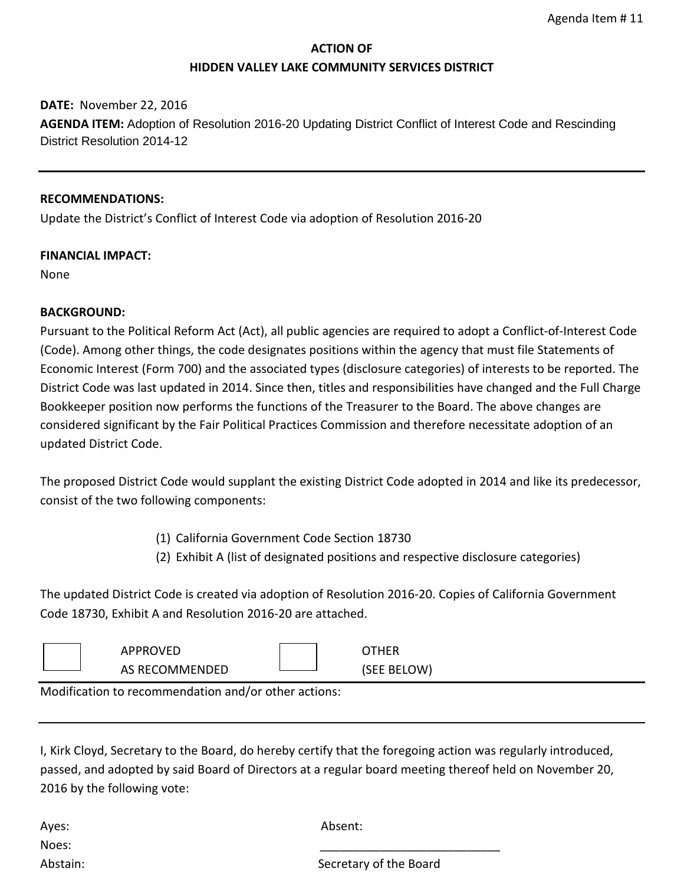Agenda Item # 11

**ACTION OF**

**HIDDEN VALLEY LAKE COMMUNITY SERVICES DISTRICT**

**DATE:** November 22, 2016

**AGENDA ITEM:** Adoption of Resolution 2016-20 Updating District Conflict of Interest Code and Rescinding District Resolution 2014-12

---

**RECOMMENDATIONS:**

Update the District's Conflict of Interest Code via adoption of Resolution 2016-20

**FINANCIAL IMPACT:**

None

**BACKGROUND:**

Pursuant to the Political Reform Act (Act), all public agencies are required to adopt a Conflict-of-Interest Code (Code). Among other things, the code designates positions within the agency that must file Statements of Economic Interest (Form 700) and the associated types (disclosure categories) of interests to be reported. The District Code was last updated in 2014. Since then, titles and responsibilities have changed and the Full Charge Bookkeeper position now performs the functions of the Treasurer to the Board. The above changes are considered significant by the Fair Political Practices Commission and therefore necessitate adoption of an updated District Code.

The proposed District Code would supplant the existing District Code adopted in 2014 and like its predecessor, consist of the two following components:

(1) California Government Code Section 18730
(2) Exhibit A (list of designated positions and respective disclosure categories)

The updated District Code is created via adoption of Resolution 2016-20. Copies of California Government Code 18730, Exhibit A and Resolution 2016-20 are attached.

☐ APPROVED AS RECOMMENDED ☐ OTHER (SEE BELOW)

---

Modification to recommendation and/or other actions:

---

I, Kirk Cloyd, Secretary to the Board, do hereby certify that the foregoing action was regularly introduced, passed, and adopted by said Board of Directors at a regular board meeting thereof held on November 20, 2016 by the following vote:

Ayes:

Noes:

Abstain:

Absent:

\_\_\_\_\_\_\_\_\_\_\_\_\_\_\_\_\_\_\_\_\_\_\_\_\_\_\_\_

Secretary of the Board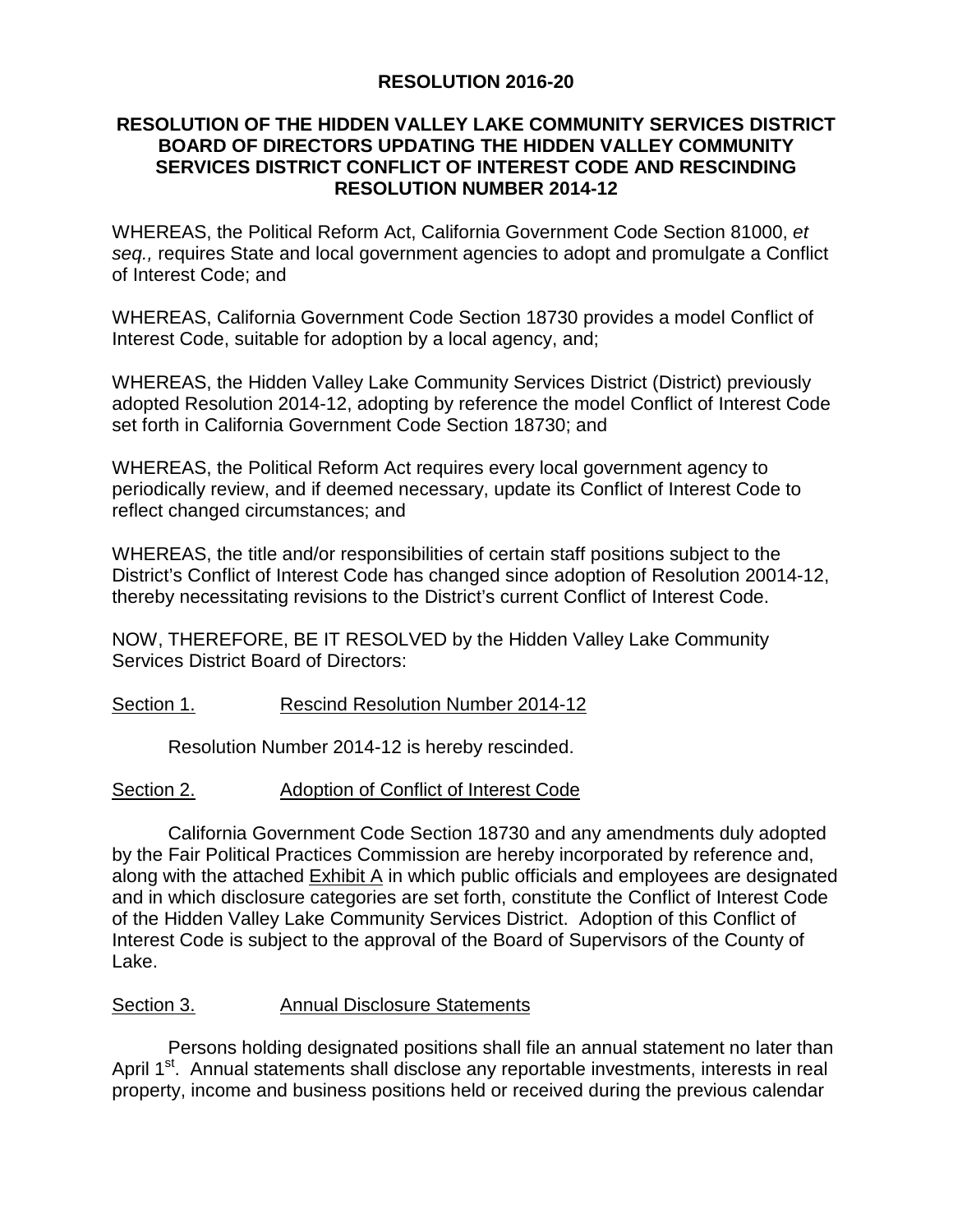**RESOLUTION 2016-20**

**RESOLUTION OF THE HIDDEN VALLEY LAKE COMMUNITY SERVICES DISTRICT BOARD OF DIRECTORS UPDATING THE HIDDEN VALLEY COMMUNITY SERVICES DISTRICT CONFLICT OF INTEREST CODE AND RESCINDING RESOLUTION NUMBER 2014-12**

WHEREAS, the Political Reform Act, California Government Code Section 81000, *et seq.,* requires State and local government agencies to adopt and promulgate a Conflict of Interest Code; and

WHEREAS, California Government Code Section 18730 provides a model Conflict of Interest Code, suitable for adoption by a local agency, and;

WHEREAS, the Hidden Valley Lake Community Services District (District) previously adopted Resolution 2014-12, adopting by reference the model Conflict of Interest Code set forth in California Government Code Section 18730; and

WHEREAS, the Political Reform Act requires every local government agency to periodically review, and if deemed necessary, update its Conflict of Interest Code to reflect changed circumstances; and

WHEREAS, the title and/or responsibilities of certain staff positions subject to the District's Conflict of Interest Code has changed since adoption of Resolution 20014-12, thereby necessitating revisions to the District's current Conflict of Interest Code.

NOW, THEREFORE, BE IT RESOLVED by the Hidden Valley Lake Community Services District Board of Directors:

Section 1. Rescind Resolution Number 2014-12

Resolution Number 2014-12 is hereby rescinded.

Section 2. Adoption of Conflict of Interest Code

California Government Code Section 18730 and any amendments duly adopted by the Fair Political Practices Commission are hereby incorporated by reference and, along with the attached Exhibit A in which public officials and employees are designated and in which disclosure categories are set forth, constitute the Conflict of Interest Code of the Hidden Valley Lake Community Services District. Adoption of this Conflict of Interest Code is subject to the approval of the Board of Supervisors of the County of Lake.

Section 3. Annual Disclosure Statements

Persons holding designated positions shall file an annual statement no later than April 1st. Annual statements shall disclose any reportable investments, interests in real property, income and business positions held or received during the previous calendar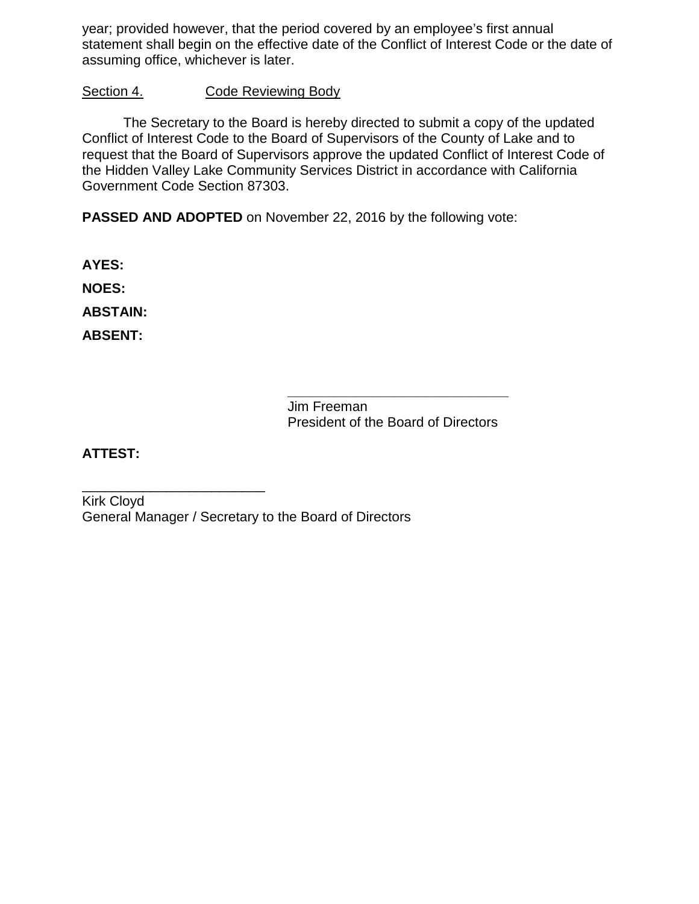year; provided however, that the period covered by an employee's first annual statement shall begin on the effective date of the Conflict of Interest Code or the date of assuming office, whichever is later.

Section 4. Code Reviewing Body

The Secretary to the Board is hereby directed to submit a copy of the updated Conflict of Interest Code to the Board of Supervisors of the County of Lake and to request that the Board of Supervisors approve the updated Conflict of Interest Code of the Hidden Valley Lake Community Services District in accordance with California Government Code Section 87303.

**PASSED AND ADOPTED** on November 22, 2016 by the following vote:

**AYES:**

**NOES:**

**ABSTAIN:**

**ABSENT:**

\_\_\_\_\_\_\_\_\_\_\_\_\_\_\_\_\_\_\_\_\_\_\_\_\_\_\_\_\_\_
Jim Freeman
President of the Board of Directors

**ATTEST:**

\_\_\_\_\_\_\_\_\_\_\_\_\_\_\_\_\_\_\_\_\_\_\_\_\_
Kirk Cloyd
General Manager / Secretary to the Board of Directors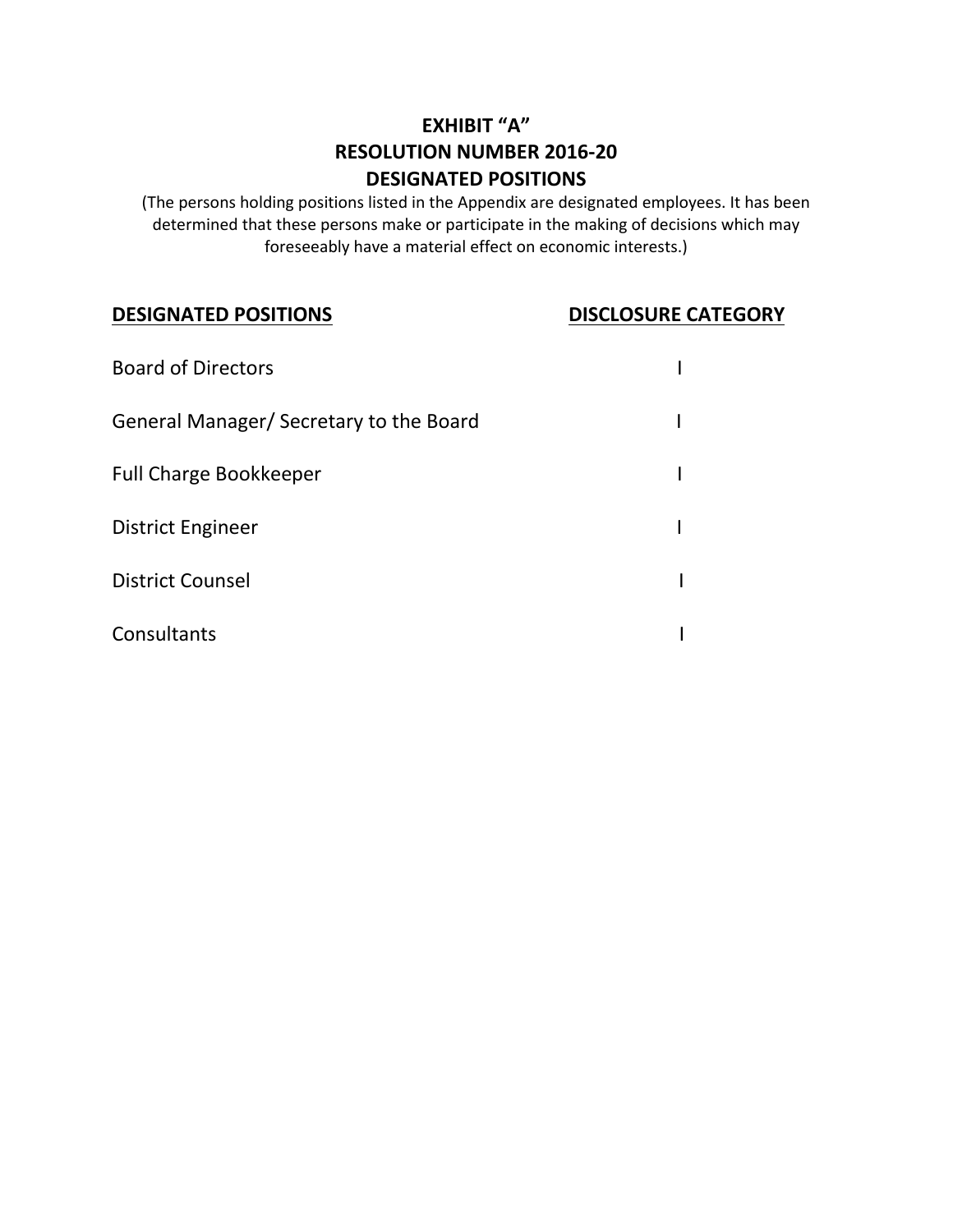# EXHIBIT "A"
# RESOLUTION NUMBER 2016-20
# DESIGNATED POSITIONS

(The persons holding positions listed in the Appendix are designated employees. It has been determined that these persons make or participate in the making of decisions which may foreseeably have a material effect on economic interests.)

| DESIGNATED POSITIONS | DISCLOSURE CATEGORY |
|---|---|
| Board of Directors | I |
| General Manager/ Secretary to the Board | I |
| Full Charge Bookkeeper | I |
| District Engineer | I |
| District Counsel | I |
| Consultants | I |